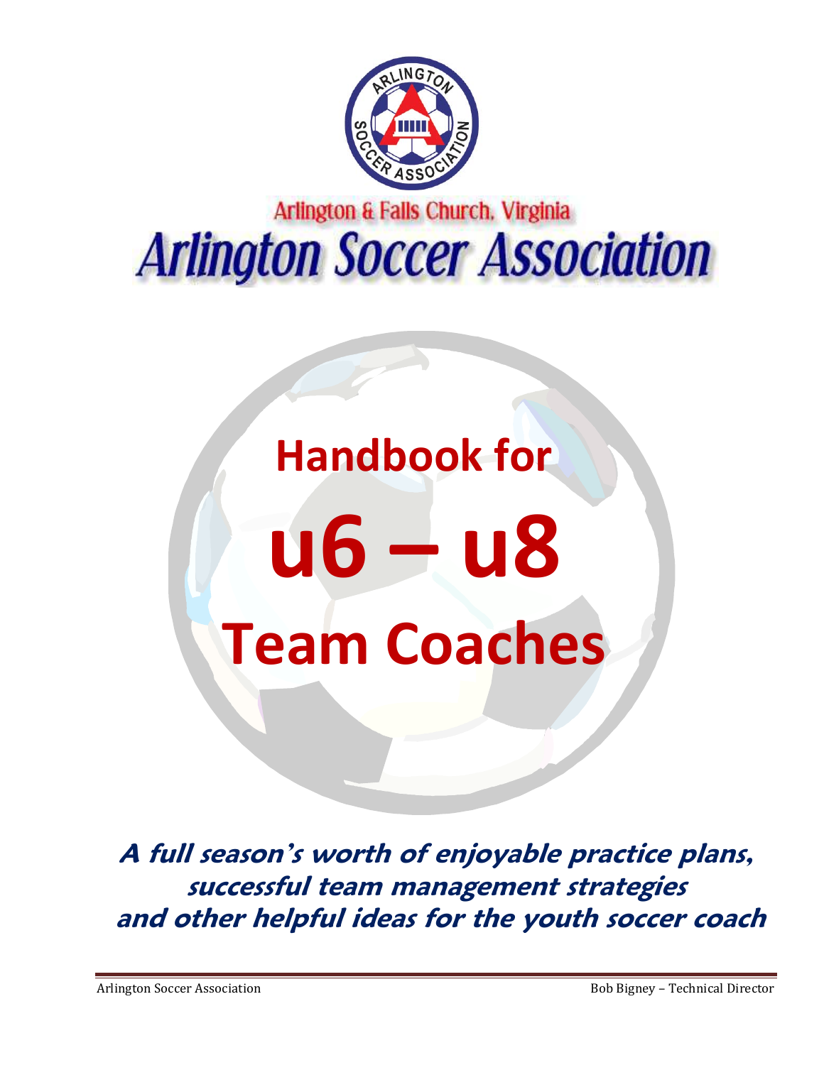Arlington & Falls Church, Virginia

# Arlington Soccer Association

# Handbook for u6 – u8 Team Coaches

***A full season's worth of enjoyable practice plans, successful team management strategies and other helpful ideas for the youth soccer coach***

Arlington Soccer Association — Bob Bigney – Technical Director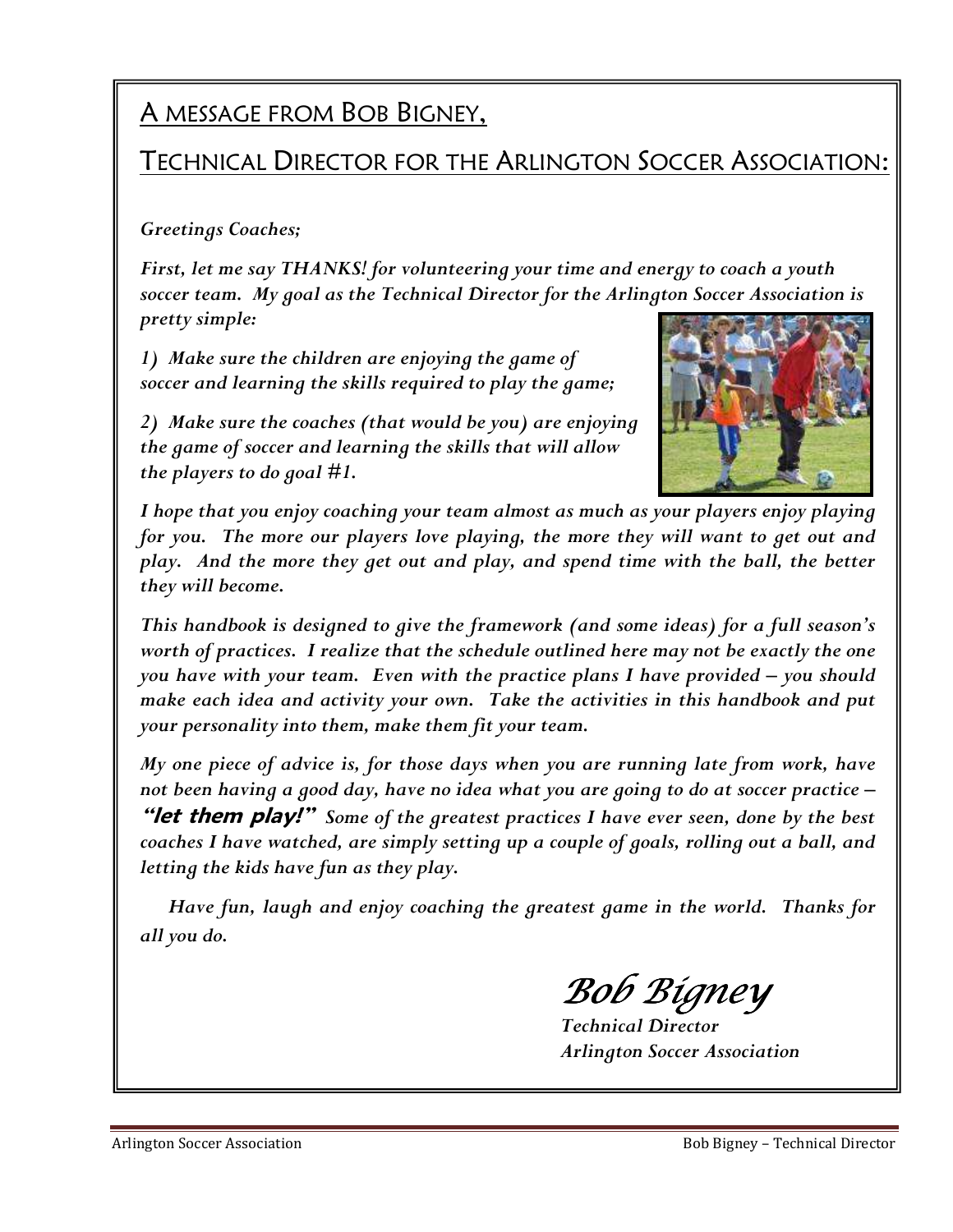## A MESSAGE FROM BOB BIGNEY,

## TECHNICAL DIRECTOR FOR THE ARLINGTON SOCCER ASSOCIATION:

*Greetings Coaches;*

*First, let me say THANKS! for volunteering your time and energy to coach a youth soccer team. My goal as the Technical Director for the Arlington Soccer Association is pretty simple:*

*1) Make sure the children are enjoying the game of soccer and learning the skills required to play the game;*

*2) Make sure the coaches (that would be you) are enjoying the game of soccer and learning the skills that will allow the players to do goal #1.*

*I hope that you enjoy coaching your team almost as much as your players enjoy playing for you. The more our players love playing, the more they will want to get out and play. And the more they get out and play, and spend time with the ball, the better they will become.*

*This handbook is designed to give the framework (and some ideas) for a full season's worth of practices. I realize that the schedule outlined here may not be exactly the one you have with your team. Even with the practice plans I have provided – you should make each idea and activity your own. Take the activities in this handbook and put your personality into them, make them fit your team.*

*My one piece of advice is, for those days when you are running late from work, have not been having a good day, have no idea what you are going to do at soccer practice –* ***"let them play!"*** *Some of the greatest practices I have ever seen, done by the best coaches I have watched, are simply setting up a couple of goals, rolling out a ball, and letting the kids have fun as they play.*

*Have fun, laugh and enjoy coaching the greatest game in the world. Thanks for all you do.*

*Bob Bigney*
*Technical Director*
*Arlington Soccer Association*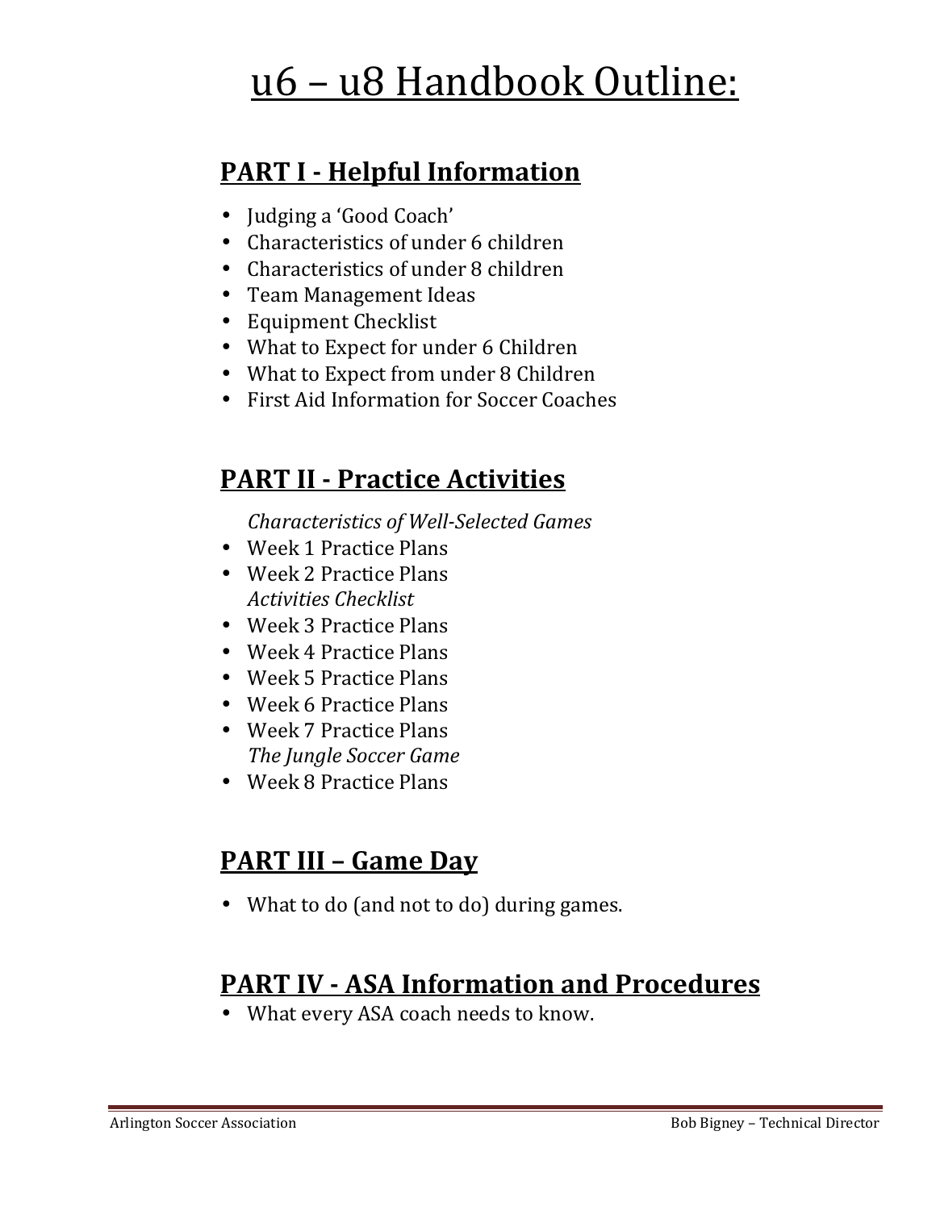# u6 – u8 Handbook Outline:

## PART I - Helpful Information

- Judging a 'Good Coach'
- Characteristics of under 6 children
- Characteristics of under 8 children
- Team Management Ideas
- Equipment Checklist
- What to Expect for under 6 Children
- What to Expect from under 8 Children
- First Aid Information for Soccer Coaches

## PART II - Practice Activities

*Characteristics of Well-Selected Games*

- Week 1 Practice Plans
- Week 2 Practice Plans

*Activities Checklist*

- Week 3 Practice Plans
- Week 4 Practice Plans
- Week 5 Practice Plans
- Week 6 Practice Plans
- Week 7 Practice Plans

*The Jungle Soccer Game*

- Week 8 Practice Plans

## PART III – Game Day

- What to do (and not to do) during games.

## PART IV - ASA Information and Procedures

- What every ASA coach needs to know.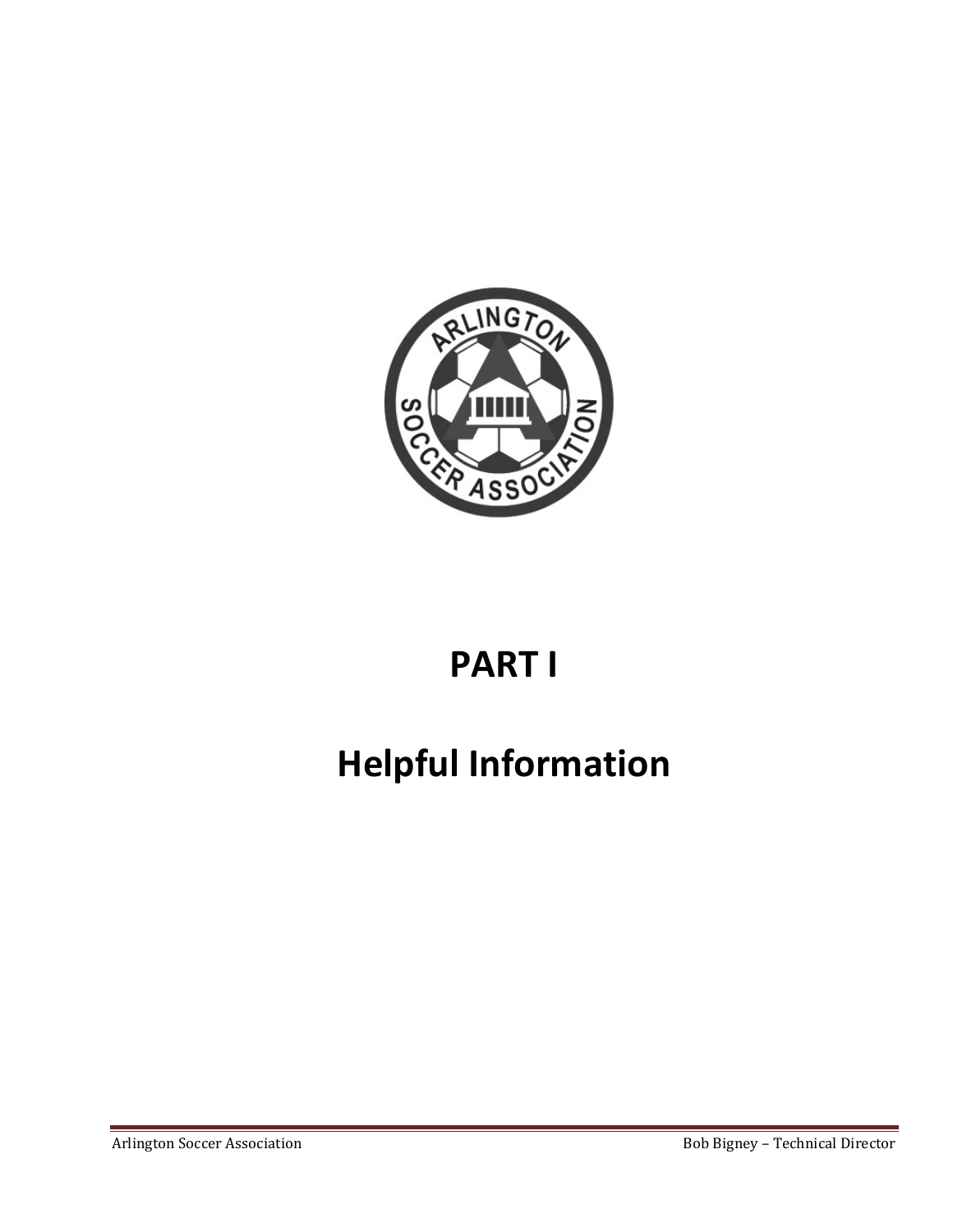# PART I

# Helpful Information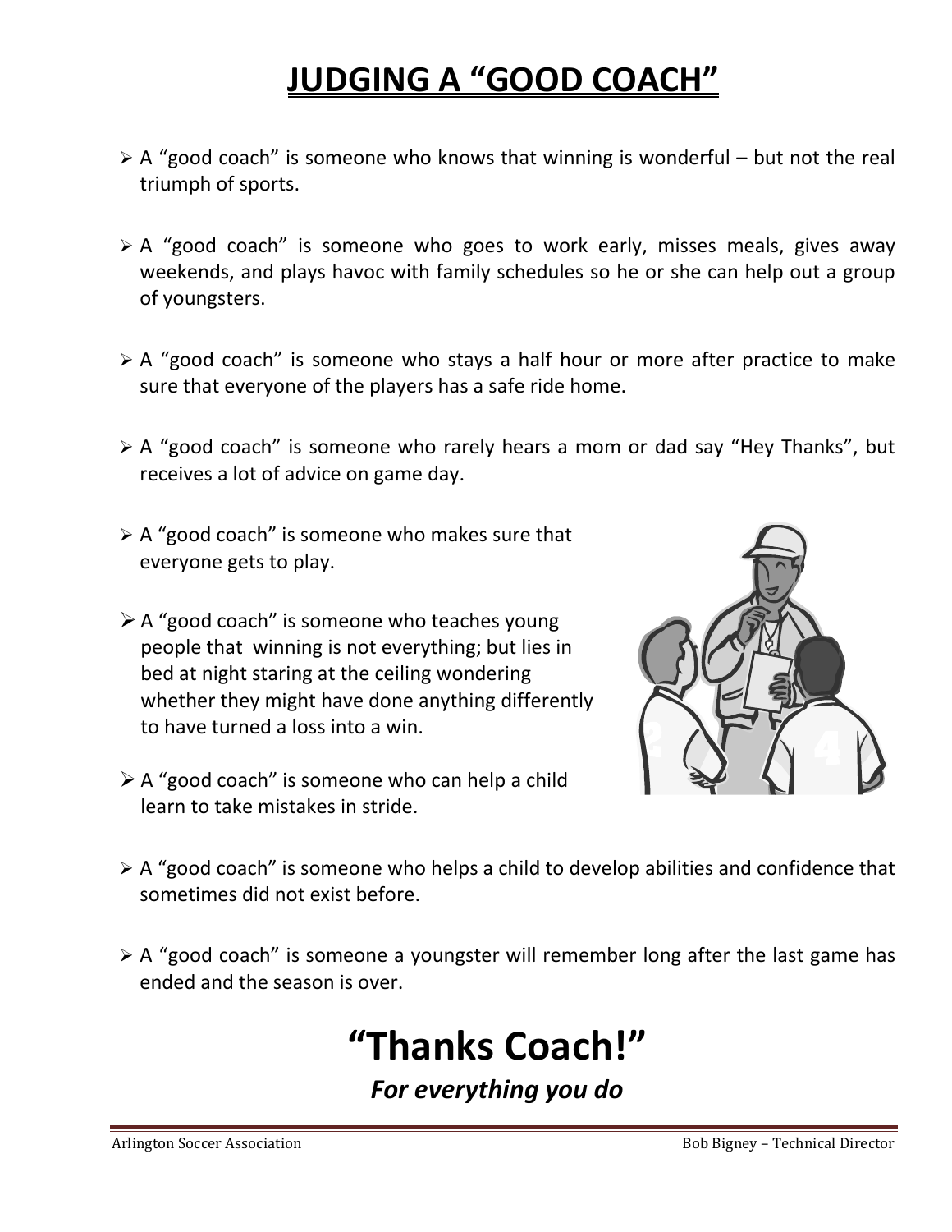# JUDGING A "GOOD COACH"

- A "good coach" is someone who knows that winning is wonderful – but not the real triumph of sports.
- A "good coach" is someone who goes to work early, misses meals, gives away weekends, and plays havoc with family schedules so he or she can help out a group of youngsters.
- A "good coach" is someone who stays a half hour or more after practice to make sure that everyone of the players has a safe ride home.
- A "good coach" is someone who rarely hears a mom or dad say "Hey Thanks", but receives a lot of advice on game day.
- A "good coach" is someone who makes sure that everyone gets to play.
- A "good coach" is someone who teaches young people that winning is not everything; but lies in bed at night staring at the ceiling wondering whether they might have done anything differently to have turned a loss into a win.
- A "good coach" is someone who can help a child learn to take mistakes in stride.
- A "good coach" is someone who helps a child to develop abilities and confidence that sometimes did not exist before.
- A "good coach" is someone a youngster will remember long after the last game has ended and the season is over.

# "Thanks Coach!"

***For everything you do***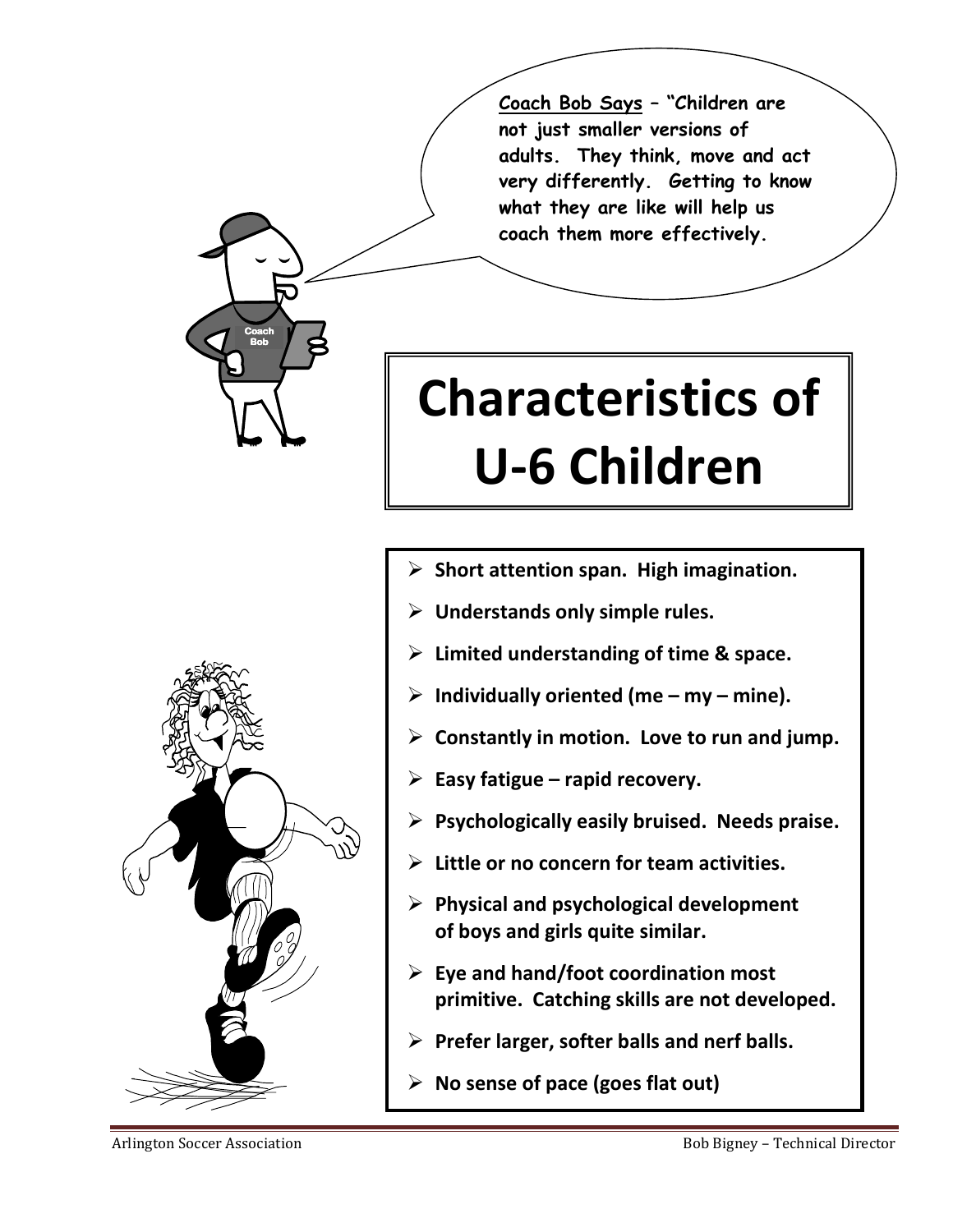**<u>Coach Bob Says</u> – "Children are not just smaller versions of adults. They think, move and act very differently. Getting to know what they are like will help us coach them more effectively.**

# Characteristics of U-6 Children

- **Short attention span. High imagination.**
- **Understands only simple rules.**
- **Limited understanding of time & space.**
- **Individually oriented (me – my – mine).**
- **Constantly in motion. Love to run and jump.**
- **Easy fatigue – rapid recovery.**
- **Psychologically easily bruised. Needs praise.**
- **Little or no concern for team activities.**
- **Physical and psychological development of boys and girls quite similar.**
- **Eye and hand/foot coordination most primitive. Catching skills are not developed.**
- **Prefer larger, softer balls and nerf balls.**
- **No sense of pace (goes flat out)**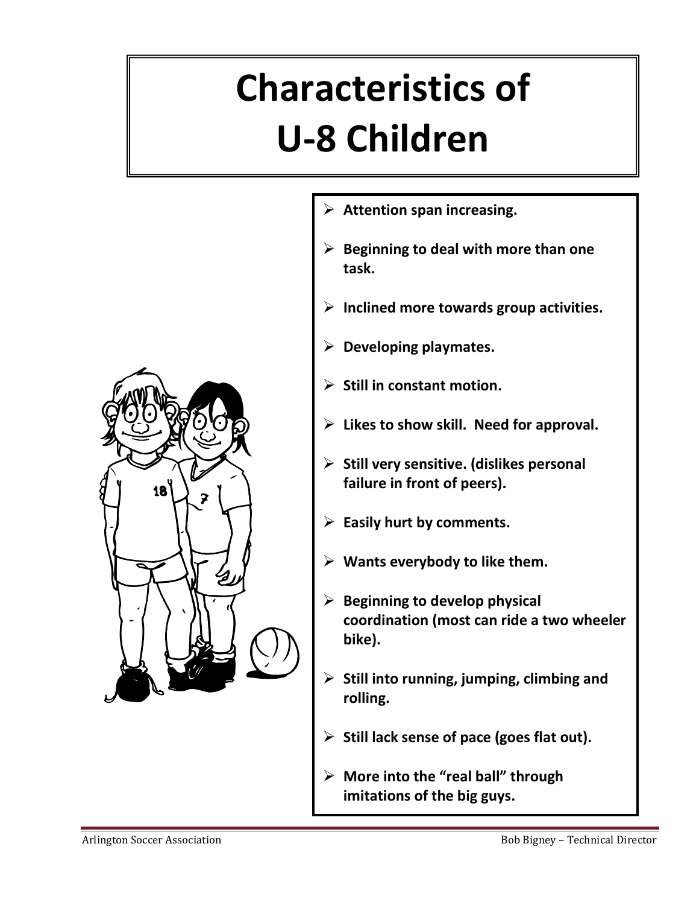# Characteristics of U-8 Children

- **Attention span increasing.**
- **Beginning to deal with more than one task.**
- **Inclined more towards group activities.**
- **Developing playmates.**
- **Still in constant motion.**
- **Likes to show skill. Need for approval.**
- **Still very sensitive. (dislikes personal failure in front of peers).**
- **Easily hurt by comments.**
- **Wants everybody to like them.**
- **Beginning to develop physical coordination (most can ride a two wheeler bike).**
- **Still into running, jumping, climbing and rolling.**
- **Still lack sense of pace (goes flat out).**
- **More into the "real ball" through imitations of the big guys.**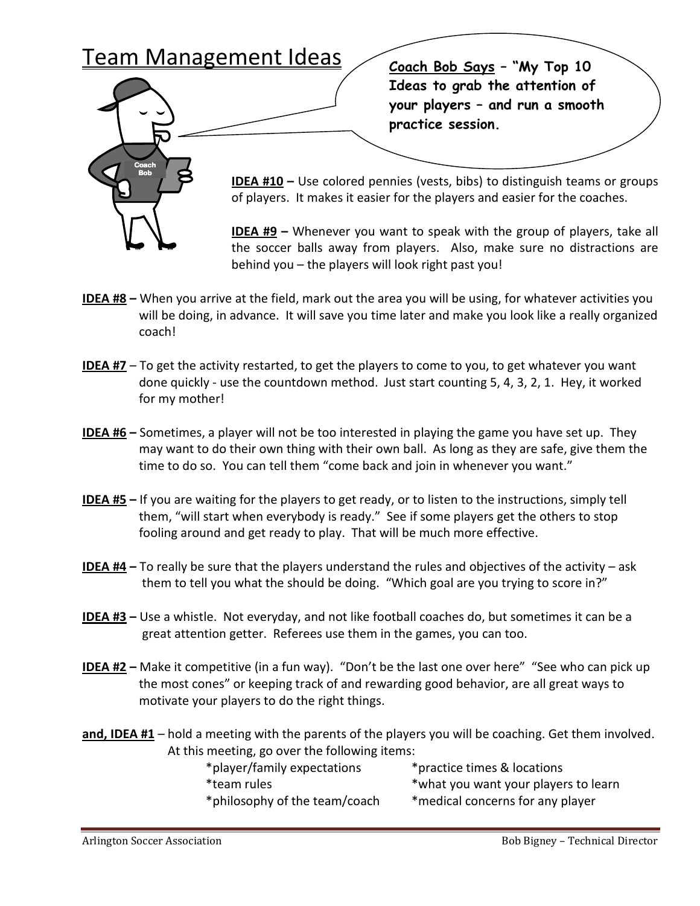# Team Management Ideas

**Coach Bob Says – "My Top 10 Ideas to grab the attention of your players – and run a smooth practice session.**

**IDEA #10 –** Use colored pennies (vests, bibs) to distinguish teams or groups of players. It makes it easier for the players and easier for the coaches.

**IDEA #9 –** Whenever you want to speak with the group of players, take all the soccer balls away from players. Also, make sure no distractions are behind you – the players will look right past you!

**IDEA #8 –** When you arrive at the field, mark out the area you will be using, for whatever activities you will be doing, in advance. It will save you time later and make you look like a really organized coach!

**IDEA #7** – To get the activity restarted, to get the players to come to you, to get whatever you want done quickly - use the countdown method. Just start counting 5, 4, 3, 2, 1. Hey, it worked for my mother!

**IDEA #6 –** Sometimes, a player will not be too interested in playing the game you have set up. They may want to do their own thing with their own ball. As long as they are safe, give them the time to do so. You can tell them "come back and join in whenever you want."

**IDEA #5 –** If you are waiting for the players to get ready, or to listen to the instructions, simply tell them, "will start when everybody is ready." See if some players get the others to stop fooling around and get ready to play. That will be much more effective.

**IDEA #4 –** To really be sure that the players understand the rules and objectives of the activity – ask them to tell you what the should be doing. "Which goal are you trying to score in?"

**IDEA #3 –** Use a whistle. Not everyday, and not like football coaches do, but sometimes it can be a great attention getter. Referees use them in the games, you can too.

**IDEA #2 –** Make it competitive (in a fun way). "Don't be the last one over here" "See who can pick up the most cones" or keeping track of and rewarding good behavior, are all great ways to motivate your players to do the right things.

**and, IDEA #1** – hold a meeting with the parents of the players you will be coaching. Get them involved. At this meeting, go over the following items:

- *player/family expectations
- *team rules
- *philosophy of the team/coach
- *practice times & locations
- *what you want your players to learn
- *medical concerns for any player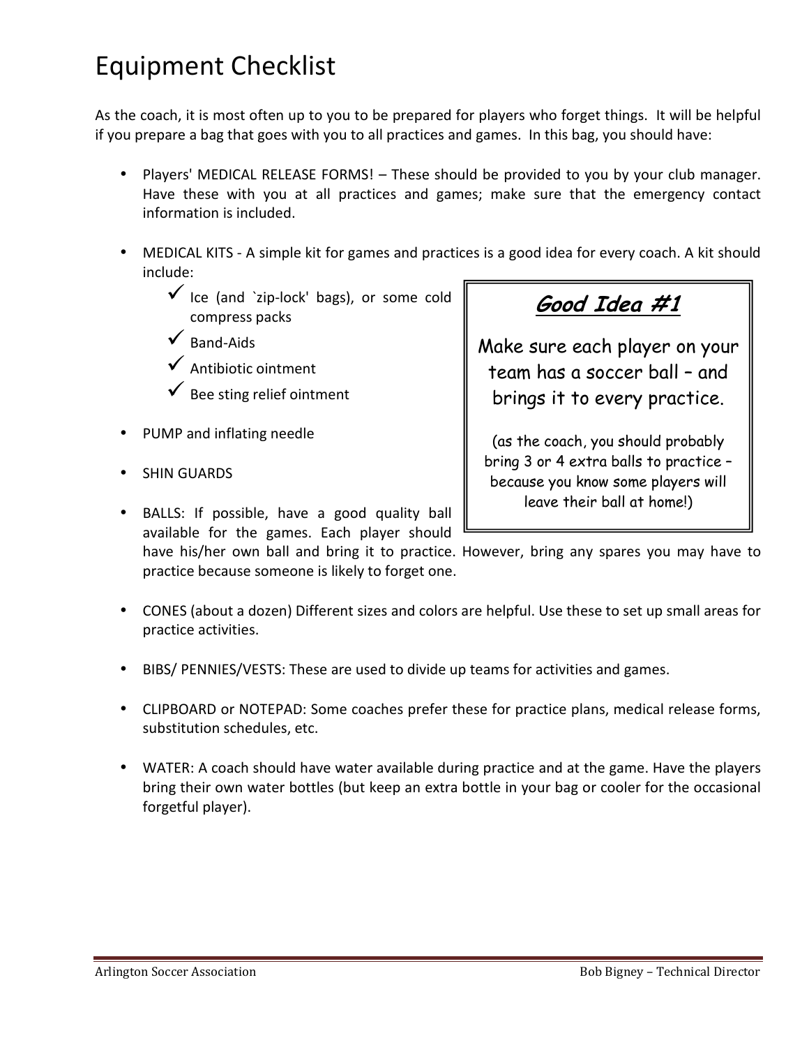# Equipment Checklist

As the coach, it is most often up to you to be prepared for players who forget things. It will be helpful if you prepare a bag that goes with you to all practices and games. In this bag, you should have:

- Players' MEDICAL RELEASE FORMS! – These should be provided to you by your club manager. Have these with you at all practices and games; make sure that the emergency contact information is included.

- MEDICAL KITS - A simple kit for games and practices is a good idea for every coach. A kit should include:
  - ✓ Ice (and `zip-lock' bags), or some cold compress packs
  - ✓ Band-Aids
  - ✓ Antibiotic ointment
  - ✓ Bee sting relief ointment

- PUMP and inflating needle

- SHIN GUARDS

- BALLS: If possible, have a good quality ball available for the games. Each player should have his/her own ball and bring it to practice. However, bring any spares you may have to practice because someone is likely to forget one.

- CONES (about a dozen) Different sizes and colors are helpful. Use these to set up small areas for practice activities.

- BIBS/ PENNIES/VESTS: These are used to divide up teams for activities and games.

- CLIPBOARD or NOTEPAD: Some coaches prefer these for practice plans, medical release forms, substitution schedules, etc.

- WATER: A coach should have water available during practice and at the game. Have the players bring their own water bottles (but keep an extra bottle in your bag or cooler for the occasional forgetful player).

> ***Good Idea #1***
>
> Make sure each player on your team has a soccer ball – and brings it to every practice.
>
> (as the coach, you should probably bring 3 or 4 extra balls to practice – because you know some players will leave their ball at home!)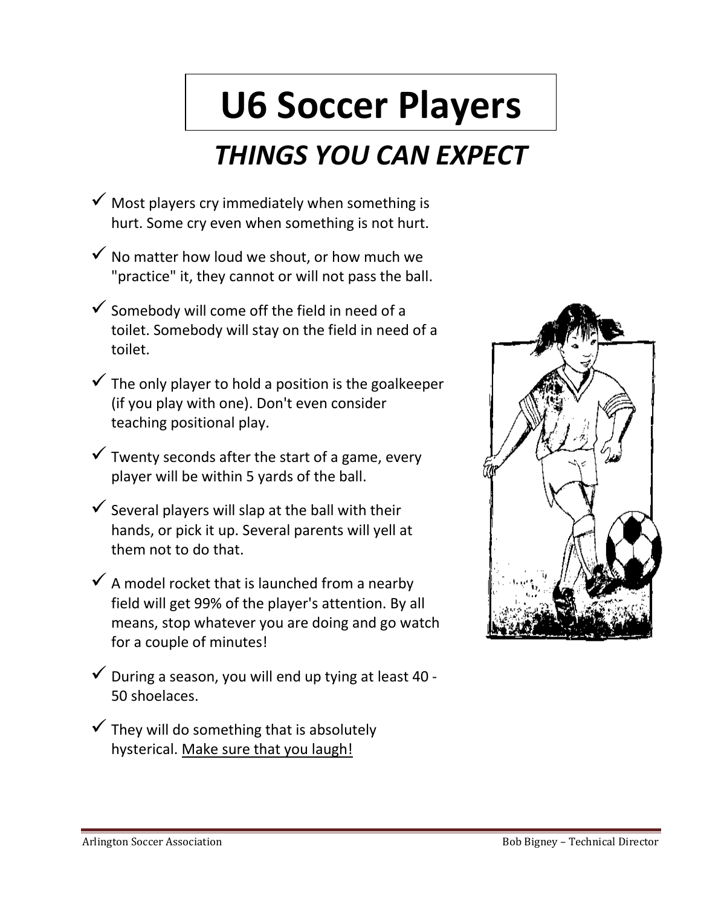# U6 Soccer Players

## *THINGS YOU CAN EXPECT*

- ✓ Most players cry immediately when something is hurt. Some cry even when something is not hurt.
- ✓ No matter how loud we shout, or how much we "practice" it, they cannot or will not pass the ball.
- ✓ Somebody will come off the field in need of a toilet. Somebody will stay on the field in need of a toilet.
- ✓ The only player to hold a position is the goalkeeper (if you play with one). Don't even consider teaching positional play.
- ✓ Twenty seconds after the start of a game, every player will be within 5 yards of the ball.
- ✓ Several players will slap at the ball with their hands, or pick it up. Several parents will yell at them not to do that.
- ✓ A model rocket that is launched from a nearby field will get 99% of the player's attention. By all means, stop whatever you are doing and go watch for a couple of minutes!
- ✓ During a season, you will end up tying at least 40 - 50 shoelaces.
- ✓ They will do something that is absolutely hysterical. <u>Make sure that you laugh!</u>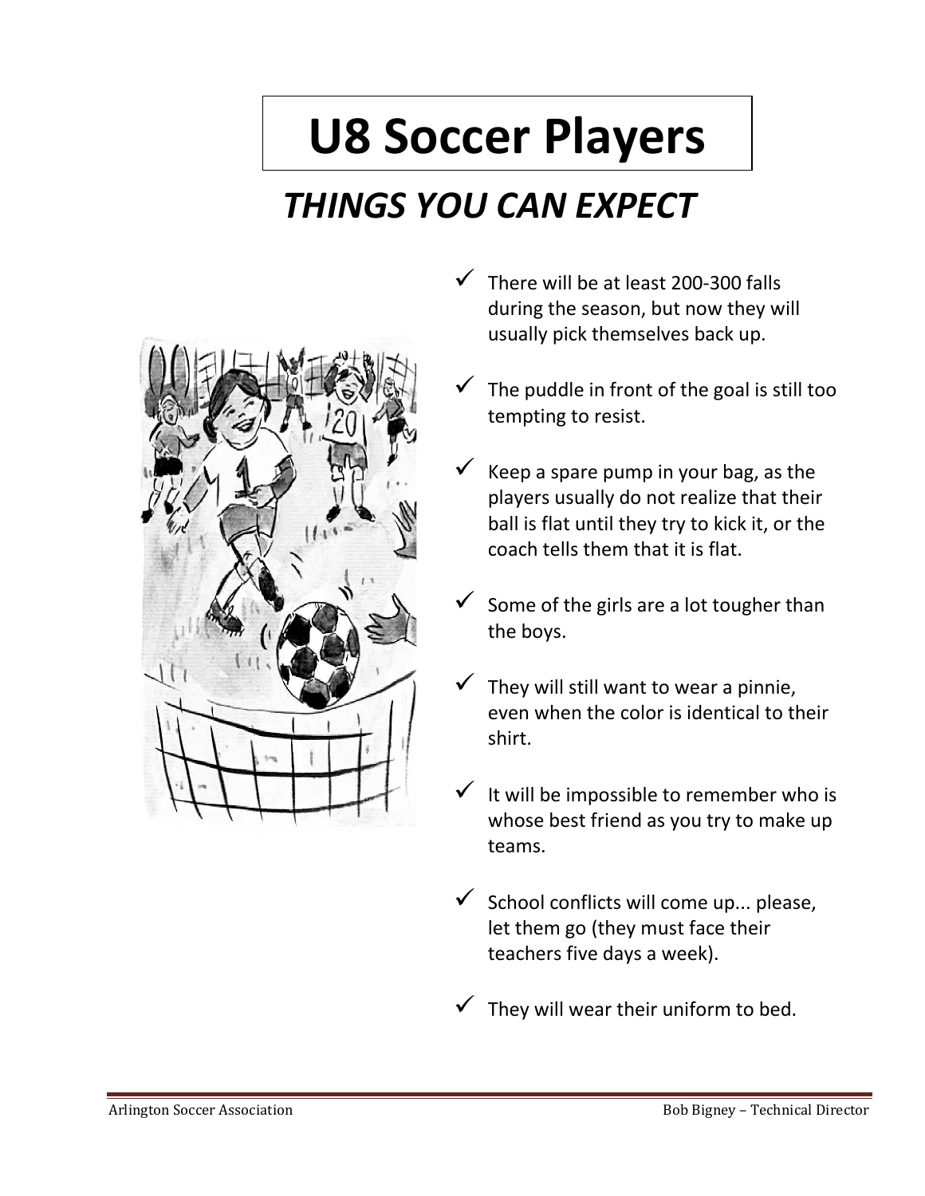# U8 Soccer Players

## *THINGS YOU CAN EXPECT*

- ✓ There will be at least 200-300 falls during the season, but now they will usually pick themselves back up.
- ✓ The puddle in front of the goal is still too tempting to resist.
- ✓ Keep a spare pump in your bag, as the players usually do not realize that their ball is flat until they try to kick it, or the coach tells them that it is flat.
- ✓ Some of the girls are a lot tougher than the boys.
- ✓ They will still want to wear a pinnie, even when the color is identical to their shirt.
- ✓ It will be impossible to remember who is whose best friend as you try to make up teams.
- ✓ School conflicts will come up... please, let them go (they must face their teachers five days a week).
- ✓ They will wear their uniform to bed.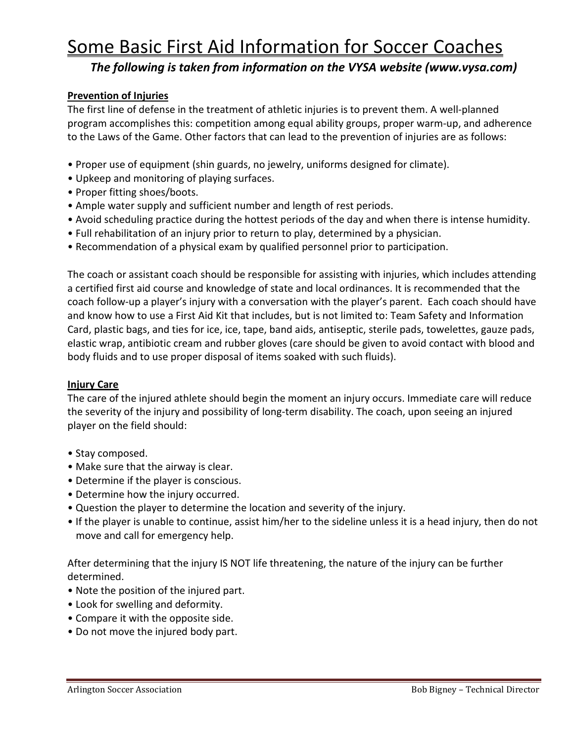# Some Basic First Aid Information for Soccer Coaches

***The following is taken from information on the VYSA website (www.vysa.com)***

**Prevention of Injuries**

The first line of defense in the treatment of athletic injuries is to prevent them. A well-planned program accomplishes this: competition among equal ability groups, proper warm-up, and adherence to the Laws of the Game. Other factors that can lead to the prevention of injuries are as follows:

- Proper use of equipment (shin guards, no jewelry, uniforms designed for climate).
- Upkeep and monitoring of playing surfaces.
- Proper fitting shoes/boots.
- Ample water supply and sufficient number and length of rest periods.
- Avoid scheduling practice during the hottest periods of the day and when there is intense humidity.
- Full rehabilitation of an injury prior to return to play, determined by a physician.
- Recommendation of a physical exam by qualified personnel prior to participation.

The coach or assistant coach should be responsible for assisting with injuries, which includes attending a certified first aid course and knowledge of state and local ordinances. It is recommended that the coach follow-up a player's injury with a conversation with the player's parent. Each coach should have and know how to use a First Aid Kit that includes, but is not limited to: Team Safety and Information Card, plastic bags, and ties for ice, ice, tape, band aids, antiseptic, sterile pads, towelettes, gauze pads, elastic wrap, antibiotic cream and rubber gloves (care should be given to avoid contact with blood and body fluids and to use proper disposal of items soaked with such fluids).

**Injury Care**

The care of the injured athlete should begin the moment an injury occurs. Immediate care will reduce the severity of the injury and possibility of long-term disability. The coach, upon seeing an injured player on the field should:

- Stay composed.
- Make sure that the airway is clear.
- Determine if the player is conscious.
- Determine how the injury occurred.
- Question the player to determine the location and severity of the injury.
- If the player is unable to continue, assist him/her to the sideline unless it is a head injury, then do not move and call for emergency help.

After determining that the injury IS NOT life threatening, the nature of the injury can be further determined.

- Note the position of the injured part.
- Look for swelling and deformity.
- Compare it with the opposite side.
- Do not move the injured body part.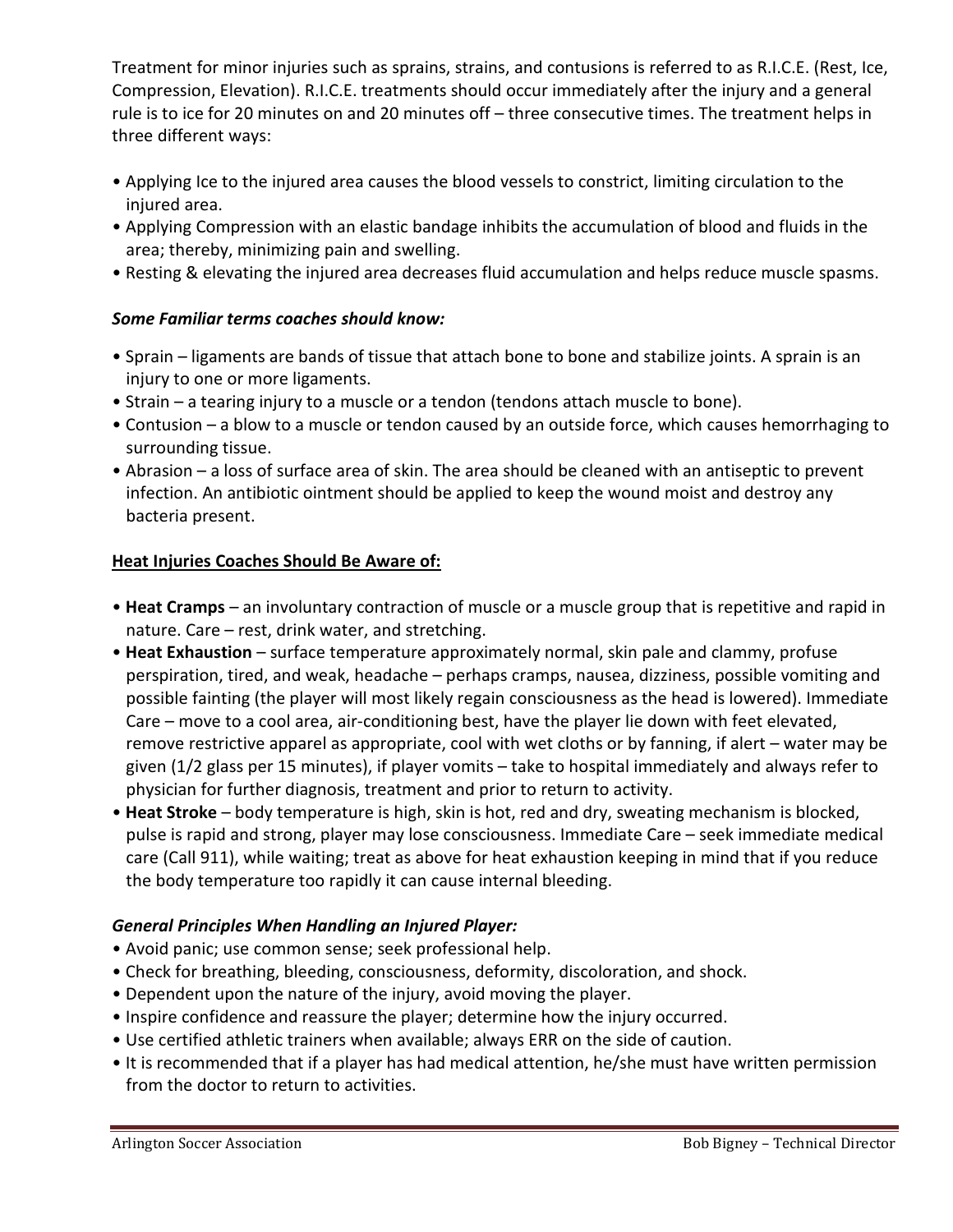Treatment for minor injuries such as sprains, strains, and contusions is referred to as R.I.C.E. (Rest, Ice, Compression, Elevation). R.I.C.E. treatments should occur immediately after the injury and a general rule is to ice for 20 minutes on and 20 minutes off – three consecutive times. The treatment helps in three different ways:

- Applying Ice to the injured area causes the blood vessels to constrict, limiting circulation to the injured area.
- Applying Compression with an elastic bandage inhibits the accumulation of blood and fluids in the area; thereby, minimizing pain and swelling.
- Resting & elevating the injured area decreases fluid accumulation and helps reduce muscle spasms.

***Some Familiar terms coaches should know:***

- Sprain – ligaments are bands of tissue that attach bone to bone and stabilize joints. A sprain is an injury to one or more ligaments.
- Strain – a tearing injury to a muscle or a tendon (tendons attach muscle to bone).
- Contusion – a blow to a muscle or tendon caused by an outside force, which causes hemorrhaging to surrounding tissue.
- Abrasion – a loss of surface area of skin. The area should be cleaned with an antiseptic to prevent infection. An antibiotic ointment should be applied to keep the wound moist and destroy any bacteria present.

**<u>Heat Injuries Coaches Should Be Aware of:</u>**

- **Heat Cramps** – an involuntary contraction of muscle or a muscle group that is repetitive and rapid in nature. Care – rest, drink water, and stretching.
- **Heat Exhaustion** – surface temperature approximately normal, skin pale and clammy, profuse perspiration, tired, and weak, headache – perhaps cramps, nausea, dizziness, possible vomiting and possible fainting (the player will most likely regain consciousness as the head is lowered). Immediate Care – move to a cool area, air-conditioning best, have the player lie down with feet elevated, remove restrictive apparel as appropriate, cool with wet cloths or by fanning, if alert – water may be given (1/2 glass per 15 minutes), if player vomits – take to hospital immediately and always refer to physician for further diagnosis, treatment and prior to return to activity.
- **Heat Stroke** – body temperature is high, skin is hot, red and dry, sweating mechanism is blocked, pulse is rapid and strong, player may lose consciousness. Immediate Care – seek immediate medical care (Call 911), while waiting; treat as above for heat exhaustion keeping in mind that if you reduce the body temperature too rapidly it can cause internal bleeding.

***General Principles When Handling an Injured Player:***

- Avoid panic; use common sense; seek professional help.
- Check for breathing, bleeding, consciousness, deformity, discoloration, and shock.
- Dependent upon the nature of the injury, avoid moving the player.
- Inspire confidence and reassure the player; determine how the injury occurred.
- Use certified athletic trainers when available; always ERR on the side of caution.
- It is recommended that if a player has had medical attention, he/she must have written permission from the doctor to return to activities.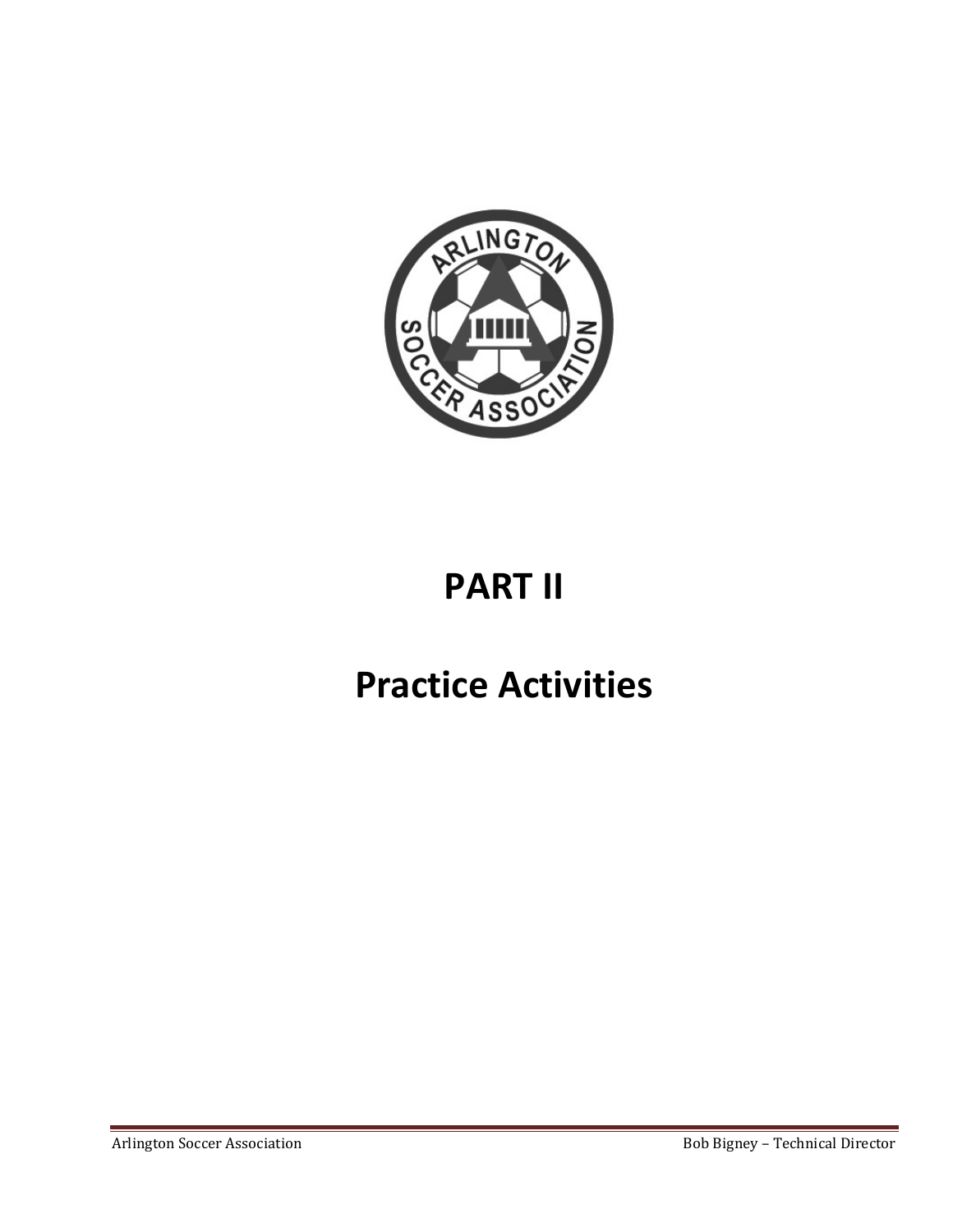# PART II

# Practice Activities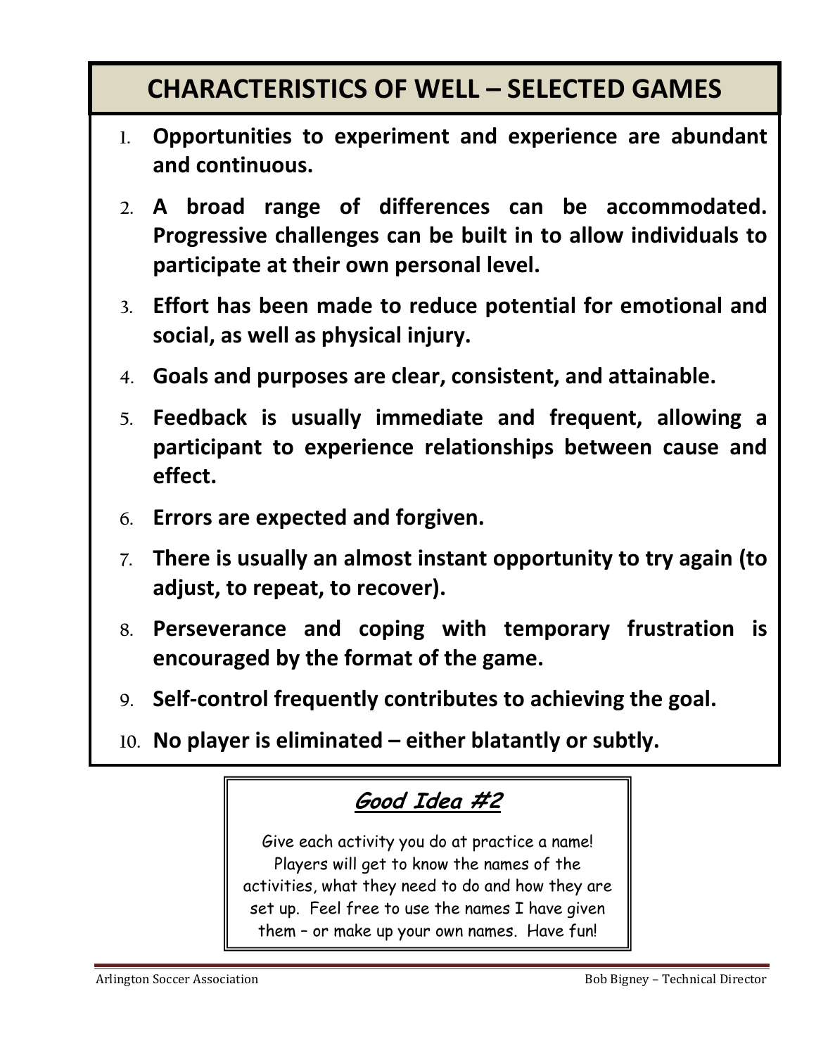# CHARACTERISTICS OF WELL – SELECTED GAMES

1. **Opportunities to experiment and experience are abundant and continuous.**
2. **A broad range of differences can be accommodated. Progressive challenges can be built in to allow individuals to participate at their own personal level.**
3. **Effort has been made to reduce potential for emotional and social, as well as physical injury.**
4. **Goals and purposes are clear, consistent, and attainable.**
5. **Feedback is usually immediate and frequent, allowing a participant to experience relationships between cause and effect.**
6. **Errors are expected and forgiven.**
7. **There is usually an almost instant opportunity to try again (to adjust, to repeat, to recover).**
8. **Perseverance and coping with temporary frustration is encouraged by the format of the game.**
9. **Self-control frequently contributes to achieving the goal.**
10. **No player is eliminated – either blatantly or subtly.**

## ***Good Idea #2***

Give each activity you do at practice a name! Players will get to know the names of the activities, what they need to do and how they are set up. Feel free to use the names I have given them – or make up your own names. Have fun!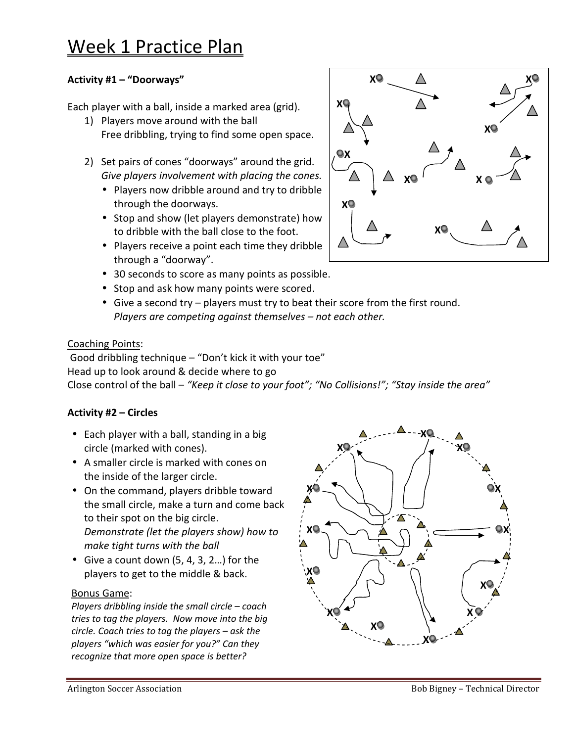# Week 1 Practice Plan

**Activity #1 – "Doorways"**

Each player with a ball, inside a marked area (grid).

1) Players move around with the ball
   Free dribbling, trying to find some open space.

2) Set pairs of cones "doorways" around the grid.
   *Give players involvement with placing the cones.*
   - Players now dribble around and try to dribble through the doorways.
   - Stop and show (let players demonstrate) how to dribble with the ball close to the foot.
   - Players receive a point each time they dribble through a "doorway".
   - 30 seconds to score as many points as possible.
   - Stop and ask how many points were scored.
   - Give a second try – players must try to beat their score from the first round.
     *Players are competing against themselves – not each other.*

Coaching Points:

Good dribbling technique – "Don't kick it with your toe"
Head up to look around & decide where to go
Close control of the ball – *"Keep it close to your foot"; "No Collisions!"; "Stay inside the area"*

**Activity #2 – Circles**

- Each player with a ball, standing in a big circle (marked with cones).
- A smaller circle is marked with cones on the inside of the larger circle.
- On the command, players dribble toward the small circle, make a turn and come back to their spot on the big circle.
  *Demonstrate (let the players show) how to make tight turns with the ball*
- Give a count down (5, 4, 3, 2…) for the players to get to the middle & back.

Bonus Game:

*Players dribbling inside the small circle – coach tries to tag the players. Now move into the big circle. Coach tries to tag the players – ask the players "which was easier for you?" Can they recognize that more open space is better?*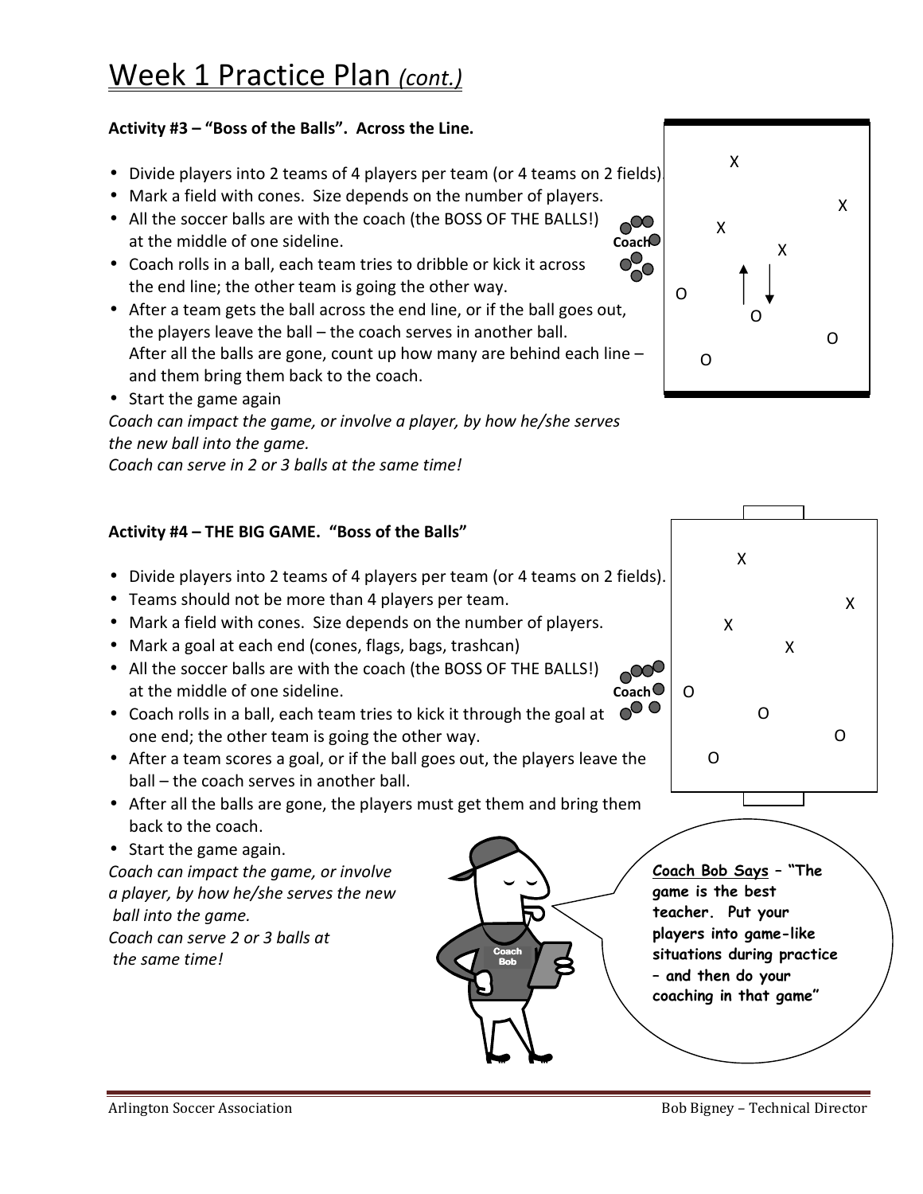# Week 1 Practice Plan *(cont.)*

**Activity #3 – "Boss of the Balls". Across the Line.**

- Divide players into 2 teams of 4 players per team (or 4 teams on 2 fields).
- Mark a field with cones. Size depends on the number of players.
- All the soccer balls are with the coach (the BOSS OF THE BALLS!) at the middle of one sideline.
- Coach rolls in a ball, each team tries to dribble or kick it across the end line; the other team is going the other way.
- After a team gets the ball across the end line, or if the ball goes out, the players leave the ball – the coach serves in another ball. After all the balls are gone, count up how many are behind each line – and them bring them back to the coach.
- Start the game again

*Coach can impact the game, or involve a player, by how he/she serves the new ball into the game.*
*Coach can serve in 2 or 3 balls at the same time!*

**Activity #4 – THE BIG GAME. "Boss of the Balls"**

- Divide players into 2 teams of 4 players per team (or 4 teams on 2 fields).
- Teams should not be more than 4 players per team.
- Mark a field with cones. Size depends on the number of players.
- Mark a goal at each end (cones, flags, bags, trashcan)
- All the soccer balls are with the coach (the BOSS OF THE BALLS!) at the middle of one sideline.
- Coach rolls in a ball, each team tries to kick it through the goal at one end; the other team is going the other way.
- After a team scores a goal, or if the ball goes out, the players leave the ball – the coach serves in another ball.
- After all the balls are gone, the players must get them and bring them back to the coach.
- Start the game again.

*Coach can impact the game, or involve a player, by how he/she serves the new ball into the game.*
*Coach can serve 2 or 3 balls at the same time!*

**Coach Bob Says – "The game is the best teacher. Put your players into game-like situations during practice – and then do your coaching in that game"**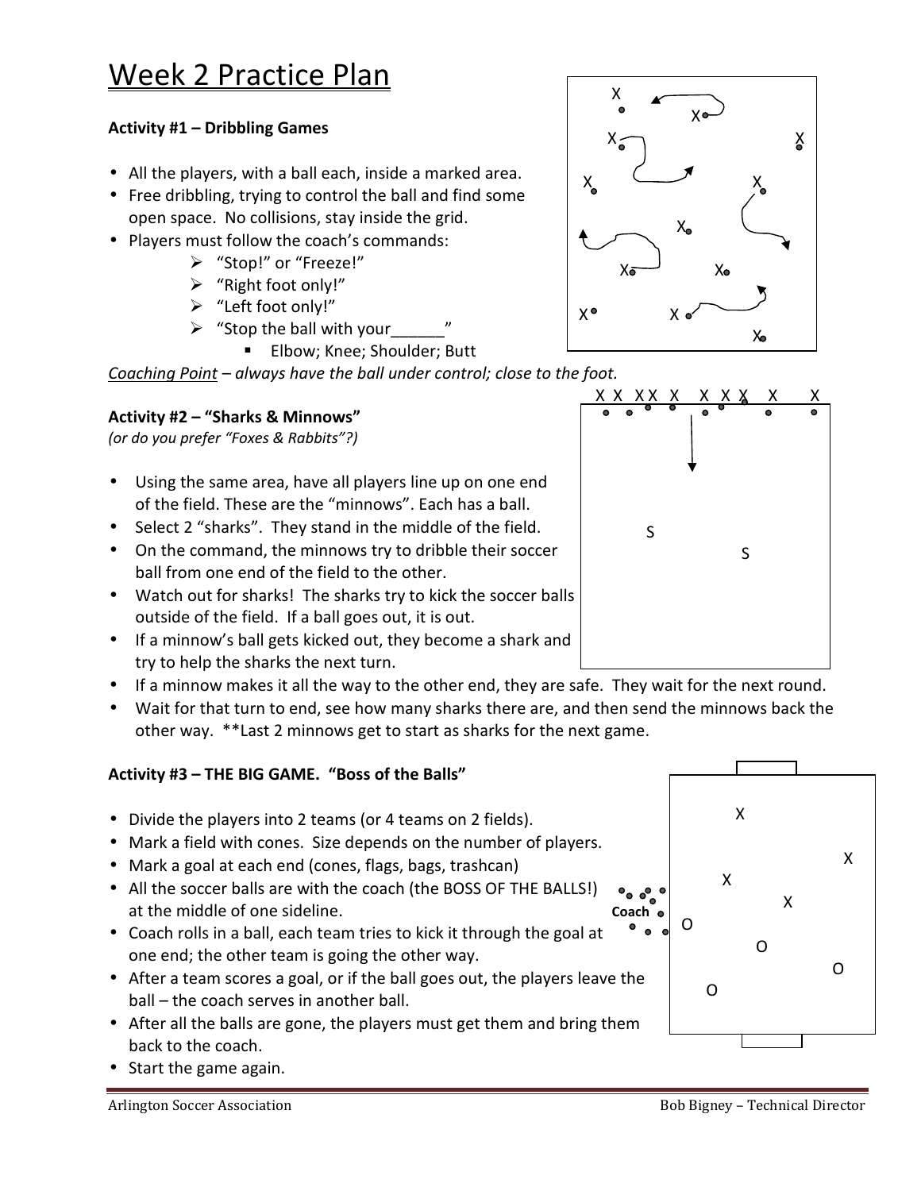# Week 2 Practice Plan

**Activity #1 – Dribbling Games**

- All the players, with a ball each, inside a marked area.
- Free dribbling, trying to control the ball and find some open space. No collisions, stay inside the grid.
- Players must follow the coach's commands:
    - "Stop!" or "Freeze!"
    - "Right foot only!"
    - "Left foot only!"
    - "Stop the ball with your______"
        - Elbow; Knee; Shoulder; Butt

*Coaching Point – always have the ball under control; close to the foot.*

**Activity #2 – "Sharks & Minnows"**
*(or do you prefer "Foxes & Rabbits"?)*

- Using the same area, have all players line up on one end of the field. These are the "minnows". Each has a ball.
- Select 2 "sharks". They stand in the middle of the field.
- On the command, the minnows try to dribble their soccer ball from one end of the field to the other.
- Watch out for sharks! The sharks try to kick the soccer balls outside of the field. If a ball goes out, it is out.
- If a minnow's ball gets kicked out, they become a shark and try to help the sharks the next turn.
- If a minnow makes it all the way to the other end, they are safe. They wait for the next round.
- Wait for that turn to end, see how many sharks there are, and then send the minnows back the other way. **Last 2 minnows get to start as sharks for the next game.

**Activity #3 – THE BIG GAME. "Boss of the Balls"**

- Divide the players into 2 teams (or 4 teams on 2 fields).
- Mark a field with cones. Size depends on the number of players.
- Mark a goal at each end (cones, flags, bags, trashcan)
- All the soccer balls are with the coach (the BOSS OF THE BALLS!) at the middle of one sideline.
- Coach rolls in a ball, each team tries to kick it through the goal at one end; the other team is going the other way.
- After a team scores a goal, or if the ball goes out, the players leave the ball – the coach serves in another ball.
- After all the balls are gone, the players must get them and bring them back to the coach.
- Start the game again.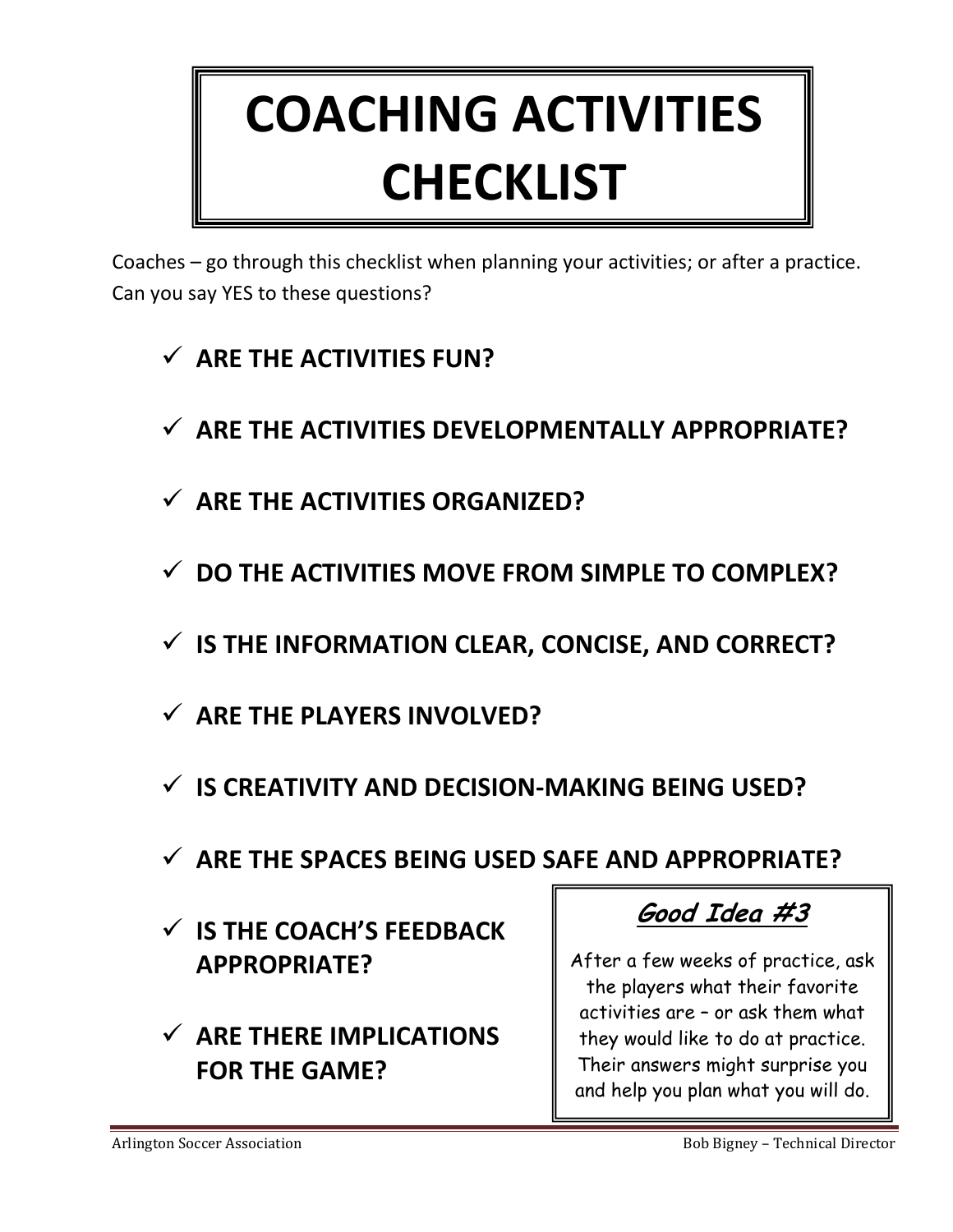# COACHING ACTIVITIES CHECKLIST

Coaches – go through this checklist when planning your activities; or after a practice. Can you say YES to these questions?

- ✓ **ARE THE ACTIVITIES FUN?**
- ✓ **ARE THE ACTIVITIES DEVELOPMENTALLY APPROPRIATE?**
- ✓ **ARE THE ACTIVITIES ORGANIZED?**
- ✓ **DO THE ACTIVITIES MOVE FROM SIMPLE TO COMPLEX?**
- ✓ **IS THE INFORMATION CLEAR, CONCISE, AND CORRECT?**
- ✓ **ARE THE PLAYERS INVOLVED?**
- ✓ **IS CREATIVITY AND DECISION-MAKING BEING USED?**
- ✓ **ARE THE SPACES BEING USED SAFE AND APPROPRIATE?**
- ✓ **IS THE COACH'S FEEDBACK APPROPRIATE?**
- ✓ **ARE THERE IMPLICATIONS FOR THE GAME?**

> ***Good Idea #3***
>
> After a few weeks of practice, ask the players what their favorite activities are – or ask them what they would like to do at practice. Their answers might surprise you and help you plan what you will do.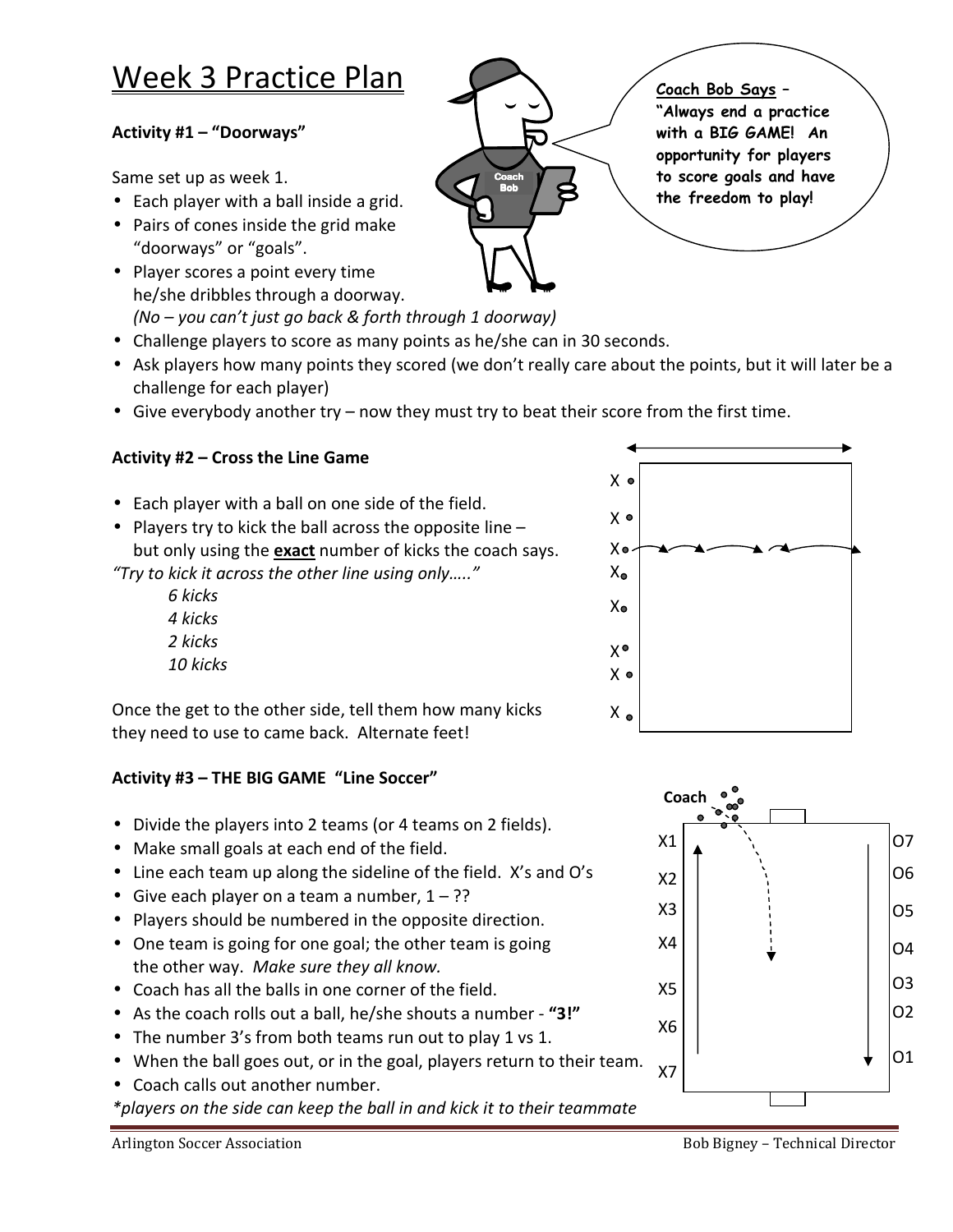# Week 3 Practice Plan

**Coach Bob Says – "Always end a practice with a BIG GAME! An opportunity for players to score goals and have the freedom to play!**

**Activity #1 – "Doorways"**

Same set up as week 1.

- Each player with a ball inside a grid.
- Pairs of cones inside the grid make "doorways" or "goals".
- Player scores a point every time he/she dribbles through a doorway. *(No – you can't just go back & forth through 1 doorway)*
- Challenge players to score as many points as he/she can in 30 seconds.
- Ask players how many points they scored (we don't really care about the points, but it will later be a challenge for each player)
- Give everybody another try – now they must try to beat their score from the first time.

**Activity #2 – Cross the Line Game**

- Each player with a ball on one side of the field.
- Players try to kick the ball across the opposite line – but only using the **exact** number of kicks the coach says.

*"Try to kick it across the other line using only….."*

*6 kicks*
*4 kicks*
*2 kicks*
*10 kicks*

Once the get to the other side, tell them how many kicks they need to use to came back. Alternate feet!

**Activity #3 – THE BIG GAME "Line Soccer"**

- Divide the players into 2 teams (or 4 teams on 2 fields).
- Make small goals at each end of the field.
- Line each team up along the sideline of the field. X's and O's
- Give each player on a team a number, 1 – ??
- Players should be numbered in the opposite direction.
- One team is going for one goal; the other team is going the other way. *Make sure they all know.*
- Coach has all the balls in one corner of the field.
- As the coach rolls out a ball, he/she shouts a number - **"3!"**
- The number 3's from both teams run out to play 1 vs 1.
- When the ball goes out, or in the goal, players return to their team.
- Coach calls out another number.

*\*players on the side can keep the ball in and kick it to their teammate*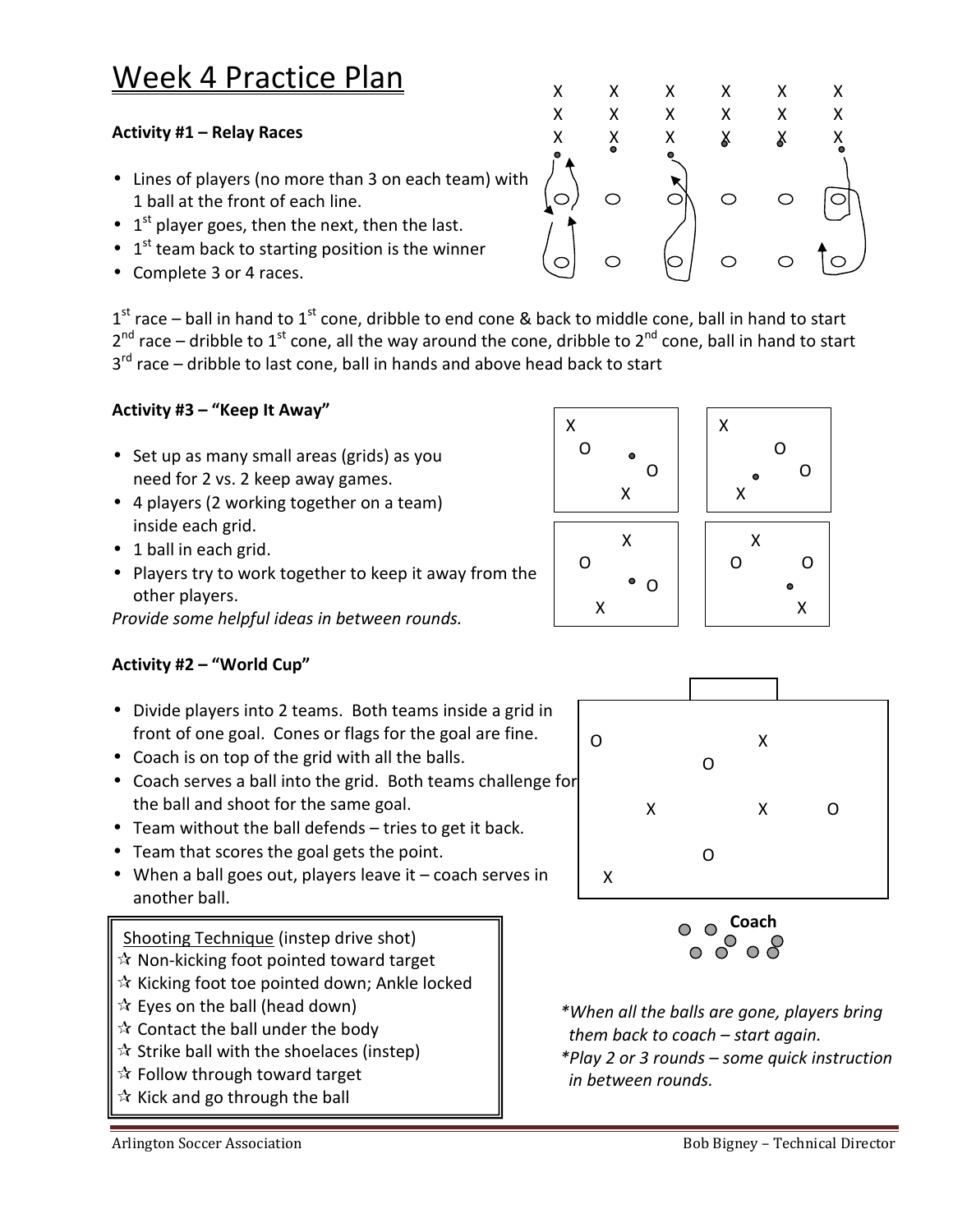# Week 4 Practice Plan

**Activity #1 – Relay Races**

- Lines of players (no more than 3 on each team) with 1 ball at the front of each line.
- 1st player goes, then the next, then the last.
- 1st team back to starting position is the winner
- Complete 3 or 4 races.

1st race – ball in hand to 1st cone, dribble to end cone & back to middle cone, ball in hand to start
2nd race – dribble to 1st cone, all the way around the cone, dribble to 2nd cone, ball in hand to start
3rd race – dribble to last cone, ball in hands and above head back to start

**Activity #3 – "Keep It Away"**

- Set up as many small areas (grids) as you need for 2 vs. 2 keep away games.
- 4 players (2 working together on a team) inside each grid.
- 1 ball in each grid.
- Players try to work together to keep it away from the other players.

*Provide some helpful ideas in between rounds.*

**Activity #2 – "World Cup"**

- Divide players into 2 teams. Both teams inside a grid in front of one goal. Cones or flags for the goal are fine.
- Coach is on top of the grid with all the balls.
- Coach serves a ball into the grid. Both teams challenge for the ball and shoot for the same goal.
- Team without the ball defends – tries to get it back.
- Team that scores the goal gets the point.
- When a ball goes out, players leave it – coach serves in another ball.

Shooting Technique (instep drive shot)
- ☆ Non-kicking foot pointed toward target
- ☆ Kicking foot toe pointed down; Ankle locked
- ☆ Eyes on the ball (head down)
- ☆ Contact the ball under the body
- ☆ Strike ball with the shoelaces (instep)
- ☆ Follow through toward target
- ☆ Kick and go through the ball

**Coach**

*\*When all the balls are gone, players bring them back to coach – start again.*
*\*Play 2 or 3 rounds – some quick instruction in between rounds.*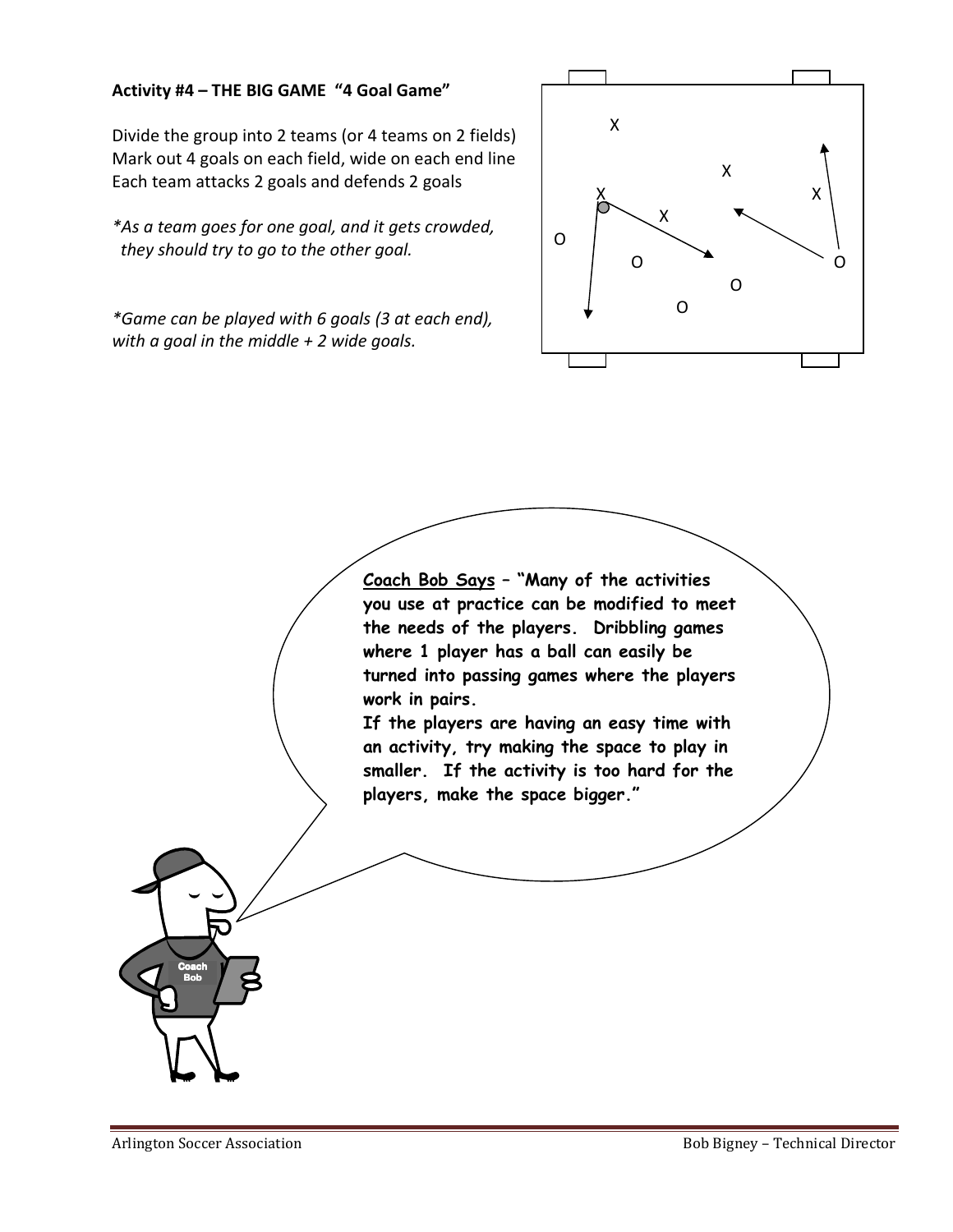**Activity #4 – THE BIG GAME "4 Goal Game"**

Divide the group into 2 teams (or 4 teams on 2 fields)
Mark out 4 goals on each field, wide on each end line
Each team attacks 2 goals and defends 2 goals

*\*As a team goes for one goal, and it gets crowded, they should try to go to the other goal.*

*\*Game can be played with 6 goals (3 at each end), with a goal in the middle + 2 wide goals.*

**Coach Bob Says – "Many of the activities you use at practice can be modified to meet the needs of the players. Dribbling games where 1 player has a ball can easily be turned into passing games where the players work in pairs.**
**If the players are having an easy time with an activity, try making the space to play in smaller. If the activity is too hard for the players, make the space bigger."**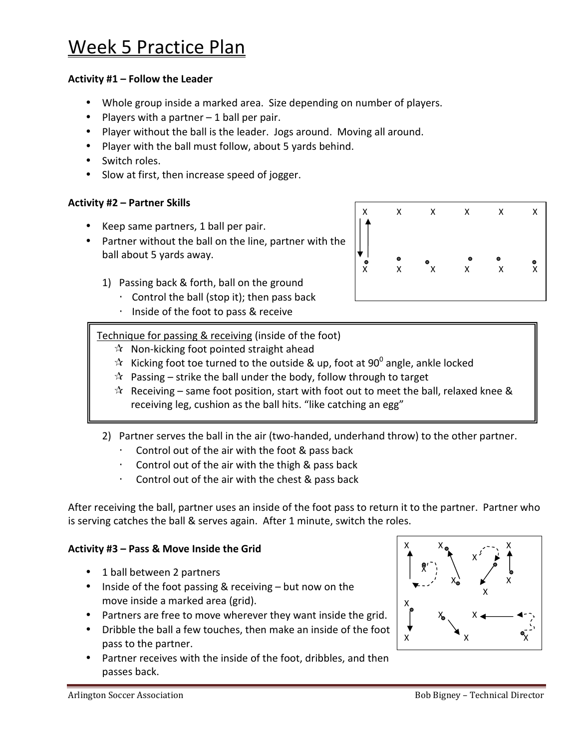# Week 5 Practice Plan

**Activity #1 – Follow the Leader**

- Whole group inside a marked area. Size depending on number of players.
- Players with a partner – 1 ball per pair.
- Player without the ball is the leader. Jogs around. Moving all around.
- Player with the ball must follow, about 5 yards behind.
- Switch roles.
- Slow at first, then increase speed of jogger.

**Activity #2 – Partner Skills**

- Keep same partners, 1 ball per pair.
- Partner without the ball on the line, partner with the ball about 5 yards away.

1) Passing back & forth, ball on the ground
   - Control the ball (stop it); then pass back
   - Inside of the foot to pass & receive

> Technique for passing & receiving (inside of the foot)
> - ☆ Non-kicking foot pointed straight ahead
> - ☆ Kicking foot toe turned to the outside & up, foot at $90^0$ angle, ankle locked
> - ☆ Passing – strike the ball under the body, follow through to target
> - ☆ Receiving – same foot position, start with foot out to meet the ball, relaxed knee & receiving leg, cushion as the ball hits. "like catching an egg"

2) Partner serves the ball in the air (two-handed, underhand throw) to the other partner.
   - Control out of the air with the foot & pass back
   - Control out of the air with the thigh & pass back
   - Control out of the air with the chest & pass back

After receiving the ball, partner uses an inside of the foot pass to return it to the partner. Partner who is serving catches the ball & serves again. After 1 minute, switch the roles.

**Activity #3 – Pass & Move Inside the Grid**

- 1 ball between 2 partners
- Inside of the foot passing & receiving – but now on the move inside a marked area (grid).
- Partners are free to move wherever they want inside the grid.
- Dribble the ball a few touches, then make an inside of the foot pass to the partner.
- Partner receives with the inside of the foot, dribbles, and then passes back.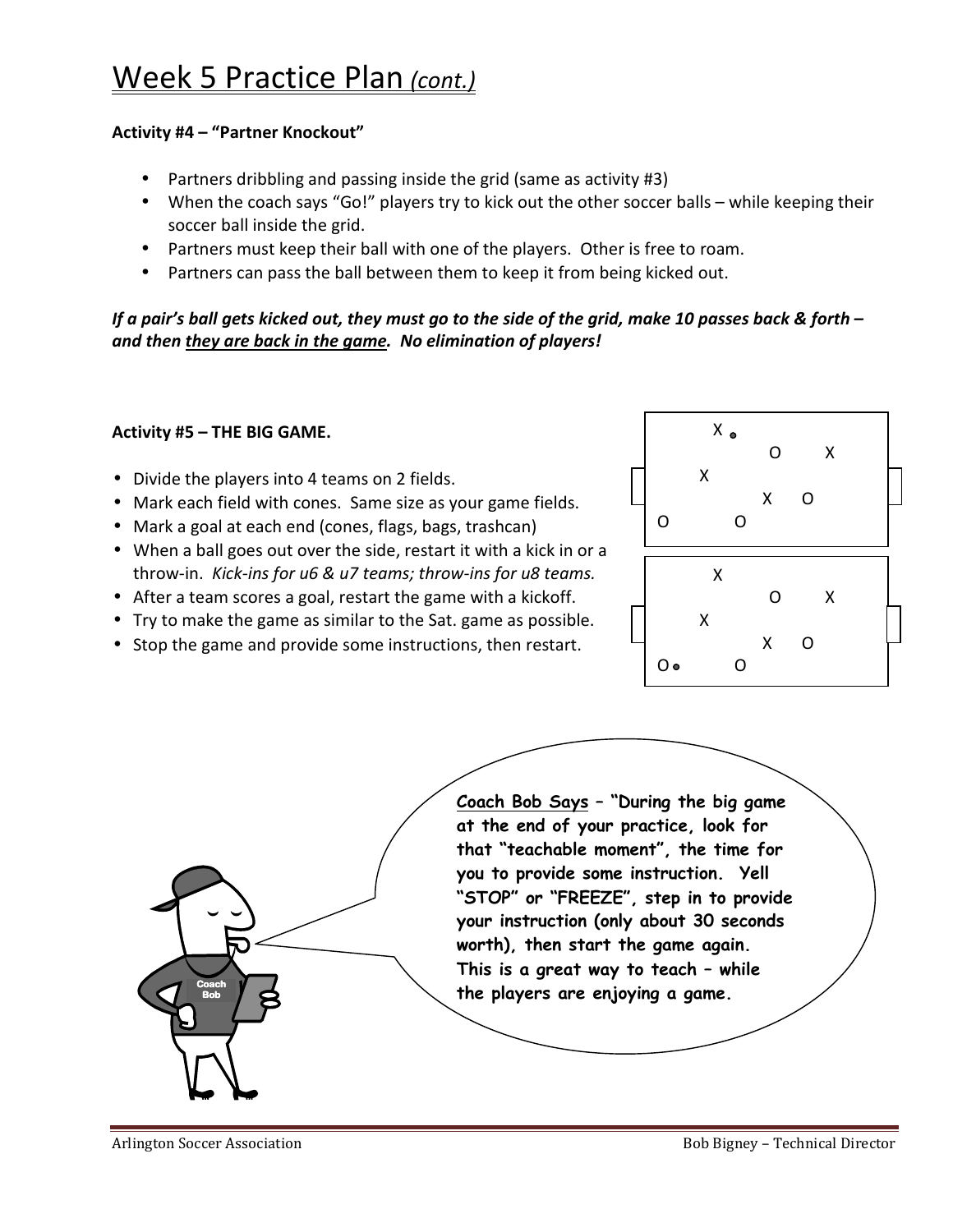# Week 5 Practice Plan *(cont.)*

**Activity #4 – "Partner Knockout"**

- Partners dribbling and passing inside the grid (same as activity #3)
- When the coach says "Go!" players try to kick out the other soccer balls – while keeping their soccer ball inside the grid.
- Partners must keep their ball with one of the players. Other is free to roam.
- Partners can pass the ball between them to keep it from being kicked out.

***If a pair's ball gets kicked out, they must go to the side of the grid, make 10 passes back & forth – and then <u>they are back in the game</u>. No elimination of players!***

**Activity #5 – THE BIG GAME.**

- Divide the players into 4 teams on 2 fields.
- Mark each field with cones. Same size as your game fields.
- Mark a goal at each end (cones, flags, bags, trashcan)
- When a ball goes out over the side, restart it with a kick in or a throw-in. *Kick-ins for u6 & u7 teams; throw-ins for u8 teams.*
- After a team scores a goal, restart the game with a kickoff.
- Try to make the game as similar to the Sat. game as possible.
- Stop the game and provide some instructions, then restart.

**<u>Coach Bob Says</u> – "During the big game at the end of your practice, look for that "teachable moment", the time for you to provide some instruction. Yell "STOP" or "FREEZE", step in to provide your instruction (only about 30 seconds worth), then start the game again. This is a great way to teach – while the players are enjoying a game.**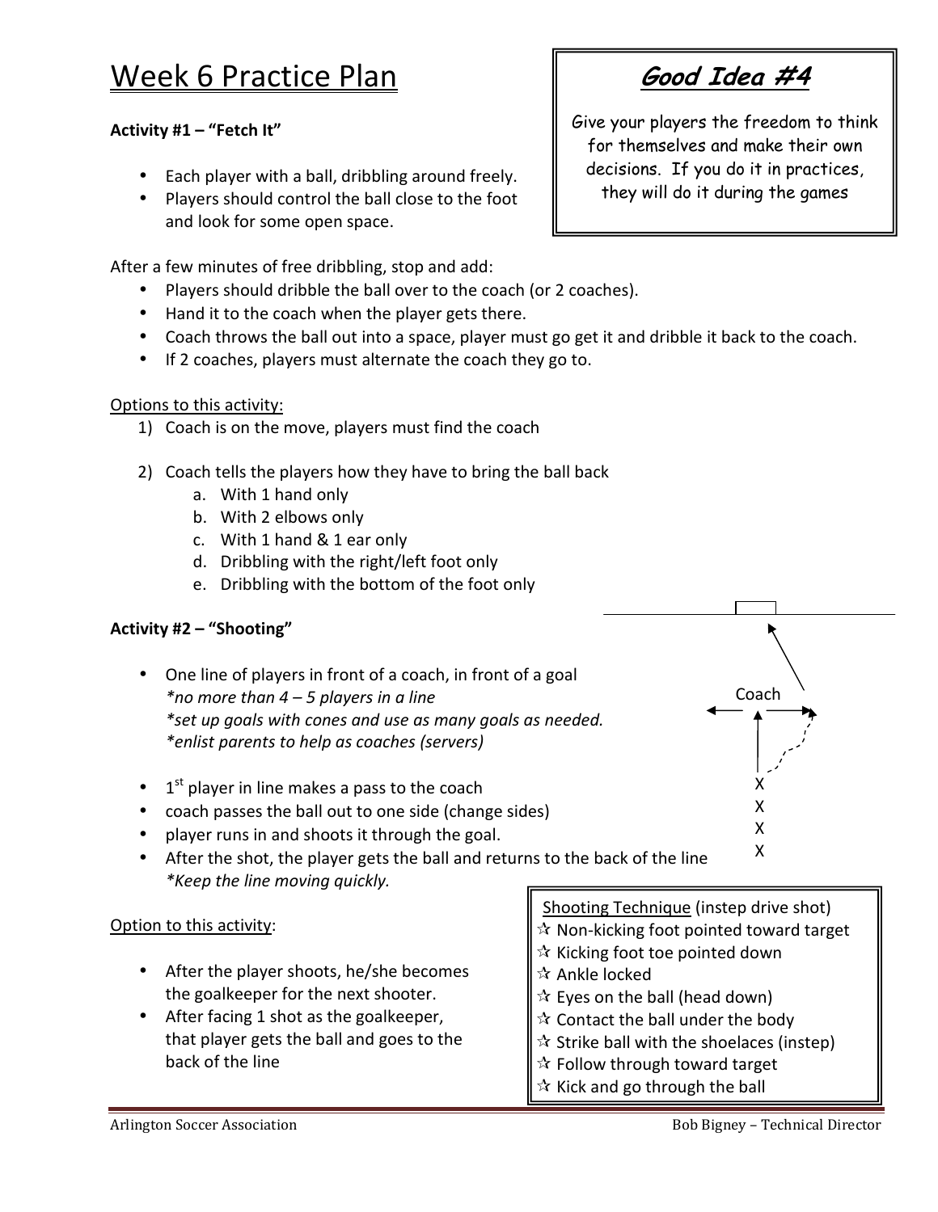# Week 6 Practice Plan

> **Good Idea #4**
>
> Give your players the freedom to think for themselves and make their own decisions. If you do it in practices, they will do it during the games

**Activity #1 – "Fetch It"**

- Each player with a ball, dribbling around freely.
- Players should control the ball close to the foot and look for some open space.

After a few minutes of free dribbling, stop and add:

- Players should dribble the ball over to the coach (or 2 coaches).
- Hand it to the coach when the player gets there.
- Coach throws the ball out into a space, player must go get it and dribble it back to the coach.
- If 2 coaches, players must alternate the coach they go to.

Options to this activity:

1) Coach is on the move, players must find the coach
2) Coach tells the players how they have to bring the ball back
   a. With 1 hand only
   b. With 2 elbows only
   c. With 1 hand & 1 ear only
   d. Dribbling with the right/left foot only
   e. Dribbling with the bottom of the foot only

**Activity #2 – "Shooting"**

- One line of players in front of a coach, in front of a goal
  *\*no more than 4 – 5 players in a line*
  *\*set up goals with cones and use as many goals as needed.*
  *\*enlist parents to help as coaches (servers)*
- 1st player in line makes a pass to the coach
- coach passes the ball out to one side (change sides)
- player runs in and shoots it through the goal.
- After the shot, the player gets the ball and returns to the back of the line
  *\*Keep the line moving quickly.*

Coach

X
X
X
X

Option to this activity:

- After the player shoots, he/she becomes the goalkeeper for the next shooter.
- After facing 1 shot as the goalkeeper, that player gets the ball and goes to the back of the line

> Shooting Technique (instep drive shot)
> ☆ Non-kicking foot pointed toward target
> ☆ Kicking foot toe pointed down
> ☆ Ankle locked
> ☆ Eyes on the ball (head down)
> ☆ Contact the ball under the body
> ☆ Strike ball with the shoelaces (instep)
> ☆ Follow through toward target
> ☆ Kick and go through the ball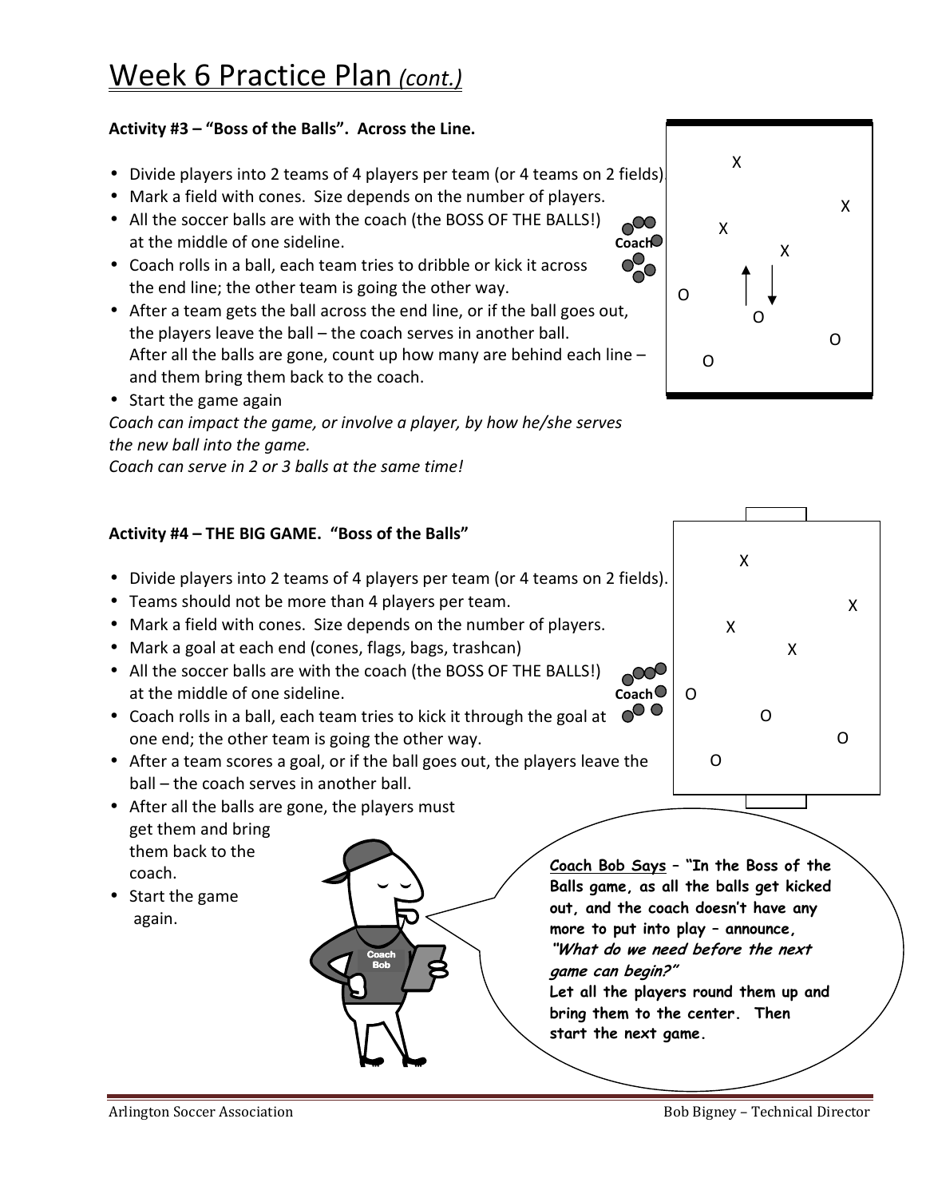# Week 6 Practice Plan *(cont.)*

**Activity #3 – "Boss of the Balls". Across the Line.**

- Divide players into 2 teams of 4 players per team (or 4 teams on 2 fields).
- Mark a field with cones. Size depends on the number of players.
- All the soccer balls are with the coach (the BOSS OF THE BALLS!) at the middle of one sideline.
- Coach rolls in a ball, each team tries to dribble or kick it across the end line; the other team is going the other way.
- After a team gets the ball across the end line, or if the ball goes out, the players leave the ball – the coach serves in another ball. After all the balls are gone, count up how many are behind each line – and them bring them back to the coach.
- Start the game again

*Coach can impact the game, or involve a player, by how he/she serves the new ball into the game.*
*Coach can serve in 2 or 3 balls at the same time!*

**Activity #4 – THE BIG GAME. "Boss of the Balls"**

- Divide players into 2 teams of 4 players per team (or 4 teams on 2 fields).
- Teams should not be more than 4 players per team.
- Mark a field with cones. Size depends on the number of players.
- Mark a goal at each end (cones, flags, bags, trashcan)
- All the soccer balls are with the coach (the BOSS OF THE BALLS!) at the middle of one sideline.
- Coach rolls in a ball, each team tries to kick it through the goal at one end; the other team is going the other way.
- After a team scores a goal, or if the ball goes out, the players leave the ball – the coach serves in another ball.
- After all the balls are gone, the players must get them and bring them back to the coach.
- Start the game again.

**Coach Bob Says – "In the Boss of the Balls game, as all the balls get kicked out, and the coach doesn't have any more to put into play – announce, *"What do we need before the next game can begin?"* Let all the players round them up and bring them to the center. Then start the next game.**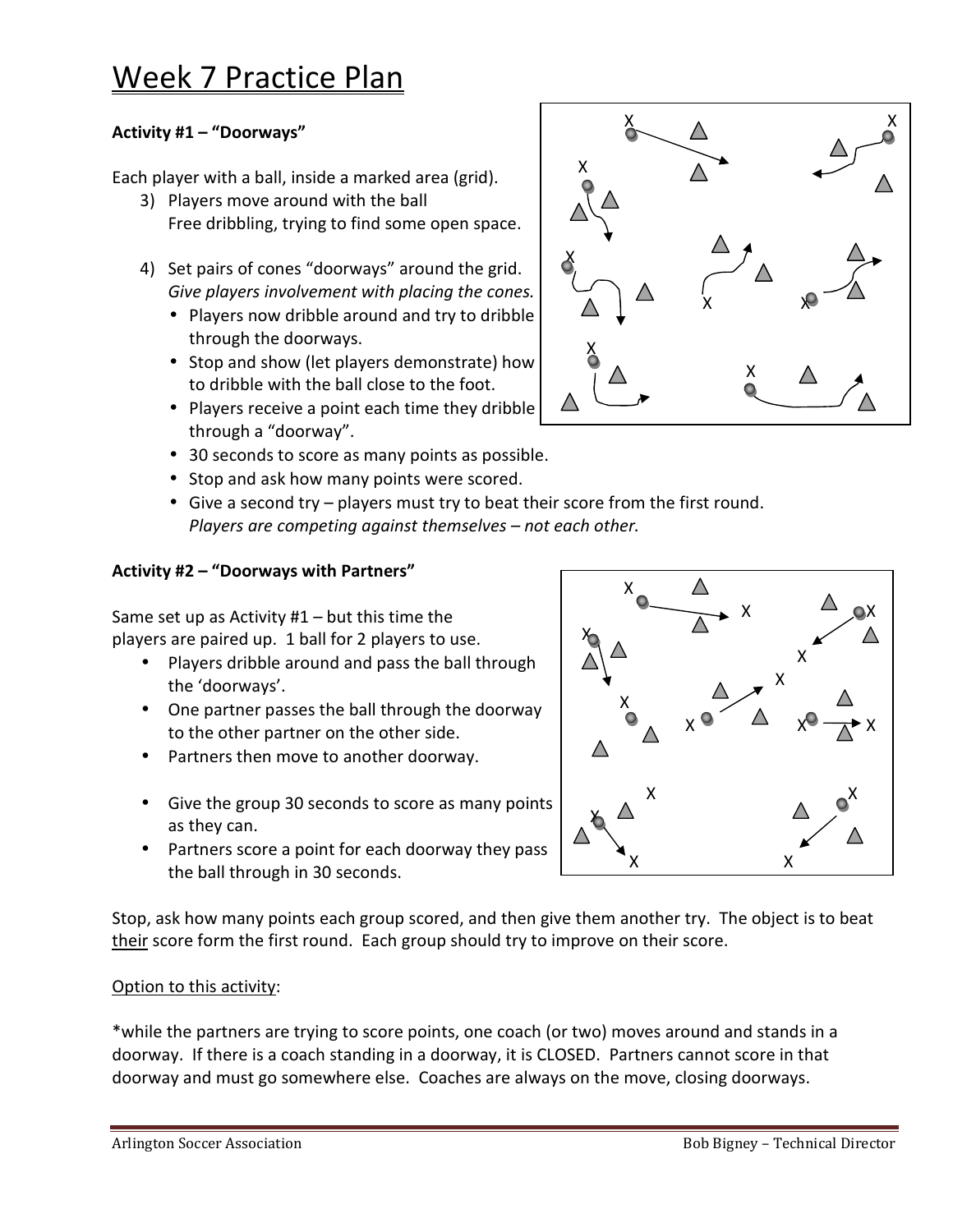# Week 7 Practice Plan

**Activity #1 – "Doorways"**

Each player with a ball, inside a marked area (grid).

3) Players move around with the ball
   Free dribbling, trying to find some open space.

4) Set pairs of cones "doorways" around the grid.
   *Give players involvement with placing the cones.*
   - Players now dribble around and try to dribble through the doorways.
   - Stop and show (let players demonstrate) how to dribble with the ball close to the foot.
   - Players receive a point each time they dribble through a "doorway".
   - 30 seconds to score as many points as possible.
   - Stop and ask how many points were scored.
   - Give a second try – players must try to beat their score from the first round.
     *Players are competing against themselves – not each other.*

**Activity #2 – "Doorways with Partners"**

Same set up as Activity #1 – but this time the players are paired up. 1 ball for 2 players to use.

- Players dribble around and pass the ball through the 'doorways'.
- One partner passes the ball through the doorway to the other partner on the other side.
- Partners then move to another doorway.

- Give the group 30 seconds to score as many points as they can.
- Partners score a point for each doorway they pass the ball through in 30 seconds.

Stop, ask how many points each group scored, and then give them another try. The object is to beat <u>their</u> score form the first round. Each group should try to improve on their score.

<u>Option to this activity</u>:

*while the partners are trying to score points, one coach (or two) moves around and stands in a doorway. If there is a coach standing in a doorway, it is CLOSED. Partners cannot score in that doorway and must go somewhere else. Coaches are always on the move, closing doorways.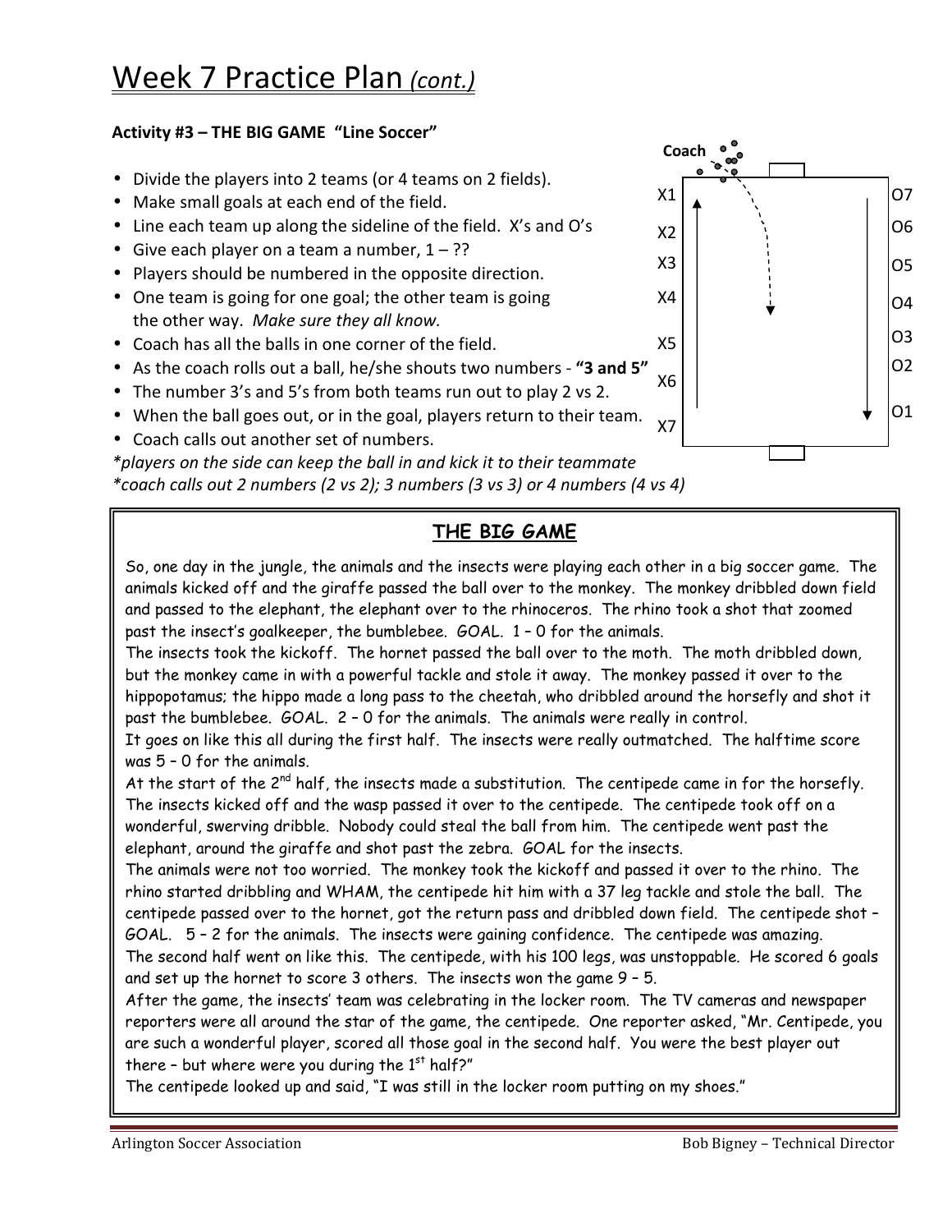# Week 7 Practice Plan *(cont.)*

**Activity #3 – THE BIG GAME "Line Soccer"**

- Divide the players into 2 teams (or 4 teams on 2 fields).
- Make small goals at each end of the field.
- Line each team up along the sideline of the field. X's and O's
- Give each player on a team a number, 1 – ??
- Players should be numbered in the opposite direction.
- One team is going for one goal; the other team is going the other way. *Make sure they all know.*
- Coach has all the balls in one corner of the field.
- As the coach rolls out a ball, he/she shouts two numbers - **"3 and 5"**
- The number 3's and 5's from both teams run out to play 2 vs 2.
- When the ball goes out, or in the goal, players return to their team.
- Coach calls out another set of numbers.

**players on the side can keep the ball in and kick it to their teammate*

**coach calls out 2 numbers (2 vs 2); 3 numbers (3 vs 3) or 4 numbers (4 vs 4)*

Coach

X1 X2 X3 X4 X5 X6 X7

O7 O6 O5 O4 O3 O2 O1

## THE BIG GAME

So, one day in the jungle, the animals and the insects were playing each other in a big soccer game. The animals kicked off and the giraffe passed the ball over to the monkey. The monkey dribbled down field and passed to the elephant, the elephant over to the rhinoceros. The rhino took a shot that zoomed past the insect's goalkeeper, the bumblebee. GOAL. 1 – 0 for the animals.

The insects took the kickoff. The hornet passed the ball over to the moth. The moth dribbled down, but the monkey came in with a powerful tackle and stole it away. The monkey passed it over to the hippopotamus; the hippo made a long pass to the cheetah, who dribbled around the horsefly and shot it past the bumblebee. GOAL. 2 – 0 for the animals. The animals were really in control.

It goes on like this all during the first half. The insects were really outmatched. The halftime score was 5 – 0 for the animals.

At the start of the 2nd half, the insects made a substitution. The centipede came in for the horsefly. The insects kicked off and the wasp passed it over to the centipede. The centipede took off on a wonderful, swerving dribble. Nobody could steal the ball from him. The centipede went past the elephant, around the giraffe and shot past the zebra. GOAL for the insects.

The animals were not too worried. The monkey took the kickoff and passed it over to the rhino. The rhino started dribbling and WHAM, the centipede hit him with a 37 leg tackle and stole the ball. The centipede passed over to the hornet, got the return pass and dribbled down field. The centipede shot – GOAL. 5 – 2 for the animals. The insects were gaining confidence. The centipede was amazing.

The second half went on like this. The centipede, with his 100 legs, was unstoppable. He scored 6 goals and set up the hornet to score 3 others. The insects won the game 9 – 5.

After the game, the insects' team was celebrating in the locker room. The TV cameras and newspaper reporters were all around the star of the game, the centipede. One reporter asked, "Mr. Centipede, you are such a wonderful player, scored all those goal in the second half. You were the best player out there – but where were you during the 1st half?"

The centipede looked up and said, "I was still in the locker room putting on my shoes."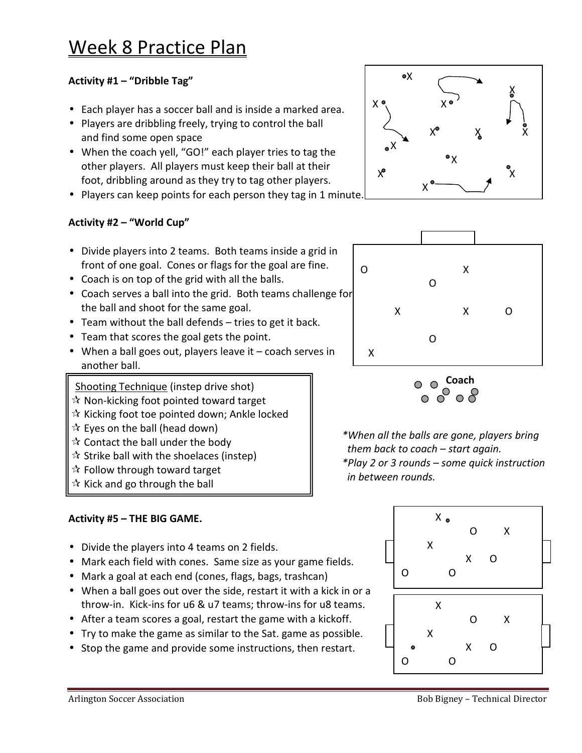# Week 8 Practice Plan

**Activity #1 – "Dribble Tag"**

- Each player has a soccer ball and is inside a marked area.
- Players are dribbling freely, trying to control the ball and find some open space
- When the coach yell, "GO!" each player tries to tag the other players. All players must keep their ball at their foot, dribbling around as they try to tag other players.
- Players can keep points for each person they tag in 1 minute.

**Activity #2 – "World Cup"**

- Divide players into 2 teams. Both teams inside a grid in front of one goal. Cones or flags for the goal are fine.
- Coach is on top of the grid with all the balls.
- Coach serves a ball into the grid. Both teams challenge for the ball and shoot for the same goal.
- Team without the ball defends – tries to get it back.
- Team that scores the goal gets the point.
- When a ball goes out, players leave it – coach serves in another ball.

*When all the balls are gone, players bring them back to coach – start again.*

*Play 2 or 3 rounds – some quick instruction in between rounds.*

Shooting Technique (instep drive shot)

- ☆ Non-kicking foot pointed toward target
- ☆ Kicking foot toe pointed down; Ankle locked
- ☆ Eyes on the ball (head down)
- ☆ Contact the ball under the body
- ☆ Strike ball with the shoelaces (instep)
- ☆ Follow through toward target
- ☆ Kick and go through the ball

**Activity #5 – THE BIG GAME.**

- Divide the players into 4 teams on 2 fields.
- Mark each field with cones. Same size as your game fields.
- Mark a goal at each end (cones, flags, bags, trashcan)
- When a ball goes out over the side, restart it with a kick in or a throw-in. Kick-ins for u6 & u7 teams; throw-ins for u8 teams.
- After a team scores a goal, restart the game with a kickoff.
- Try to make the game as similar to the Sat. game as possible.
- Stop the game and provide some instructions, then restart.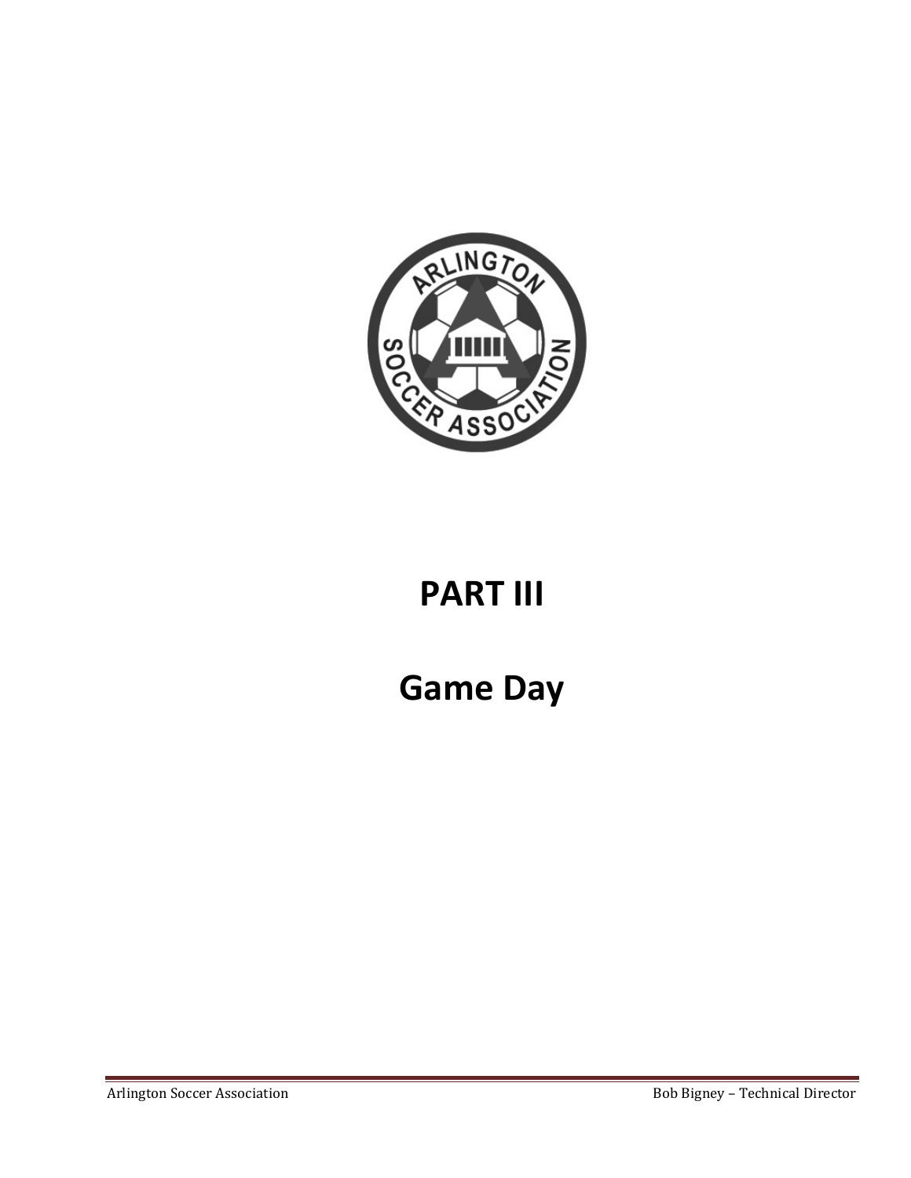# PART III

# Game Day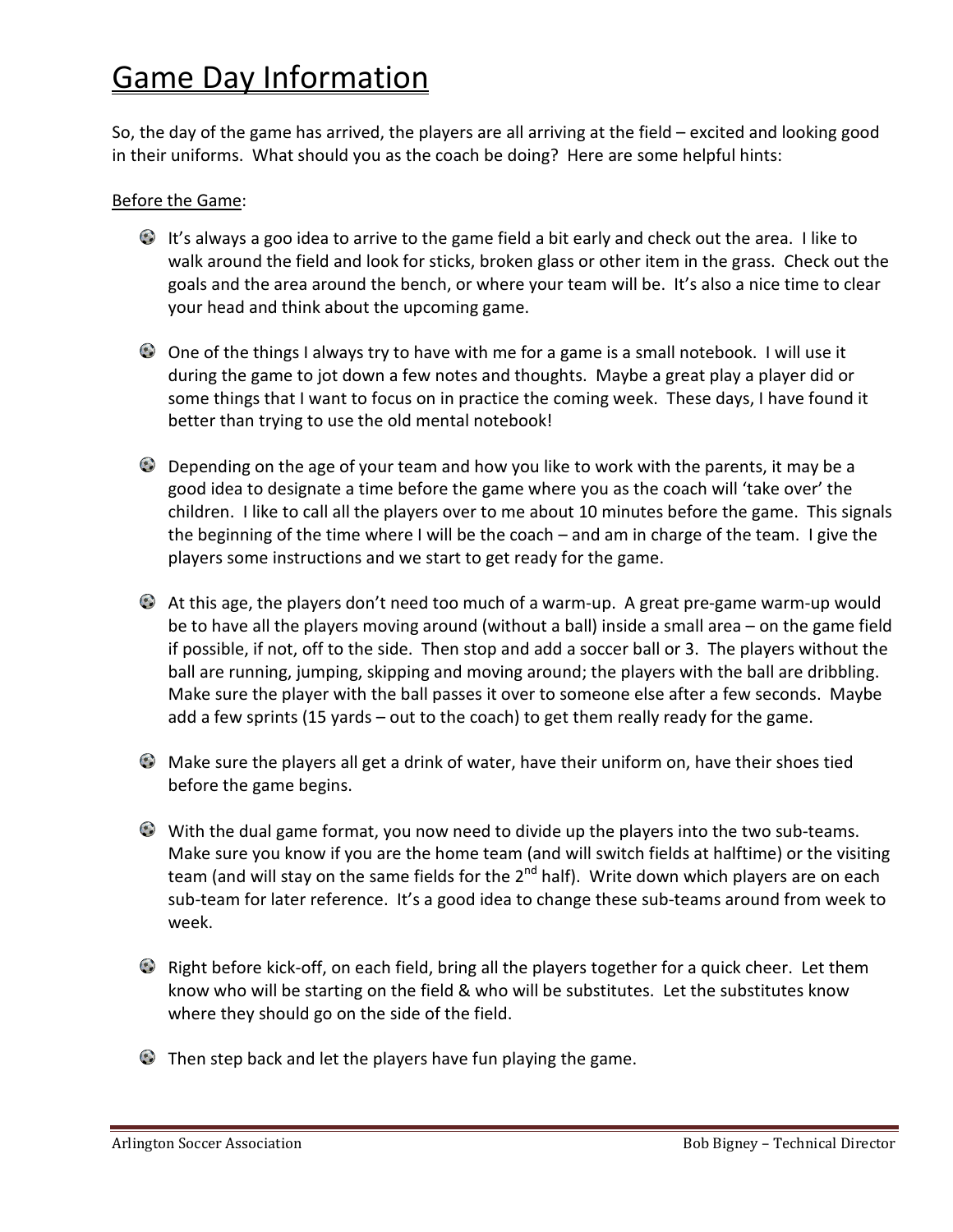# Game Day Information

So, the day of the game has arrived, the players are all arriving at the field – excited and looking good in their uniforms. What should you as the coach be doing? Here are some helpful hints:

Before the Game:

- It's always a goo idea to arrive to the game field a bit early and check out the area. I like to walk around the field and look for sticks, broken glass or other item in the grass. Check out the goals and the area around the bench, or where your team will be. It's also a nice time to clear your head and think about the upcoming game.
- One of the things I always try to have with me for a game is a small notebook. I will use it during the game to jot down a few notes and thoughts. Maybe a great play a player did or some things that I want to focus on in practice the coming week. These days, I have found it better than trying to use the old mental notebook!
- Depending on the age of your team and how you like to work with the parents, it may be a good idea to designate a time before the game where you as the coach will 'take over' the children. I like to call all the players over to me about 10 minutes before the game. This signals the beginning of the time where I will be the coach – and am in charge of the team. I give the players some instructions and we start to get ready for the game.
- At this age, the players don't need too much of a warm-up. A great pre-game warm-up would be to have all the players moving around (without a ball) inside a small area – on the game field if possible, if not, off to the side. Then stop and add a soccer ball or 3. The players without the ball are running, jumping, skipping and moving around; the players with the ball are dribbling. Make sure the player with the ball passes it over to someone else after a few seconds. Maybe add a few sprints (15 yards – out to the coach) to get them really ready for the game.
- Make sure the players all get a drink of water, have their uniform on, have their shoes tied before the game begins.
- With the dual game format, you now need to divide up the players into the two sub-teams. Make sure you know if you are the home team (and will switch fields at halftime) or the visiting team (and will stay on the same fields for the 2nd half). Write down which players are on each sub-team for later reference. It's a good idea to change these sub-teams around from week to week.
- Right before kick-off, on each field, bring all the players together for a quick cheer. Let them know who will be starting on the field & who will be substitutes. Let the substitutes know where they should go on the side of the field.
- Then step back and let the players have fun playing the game.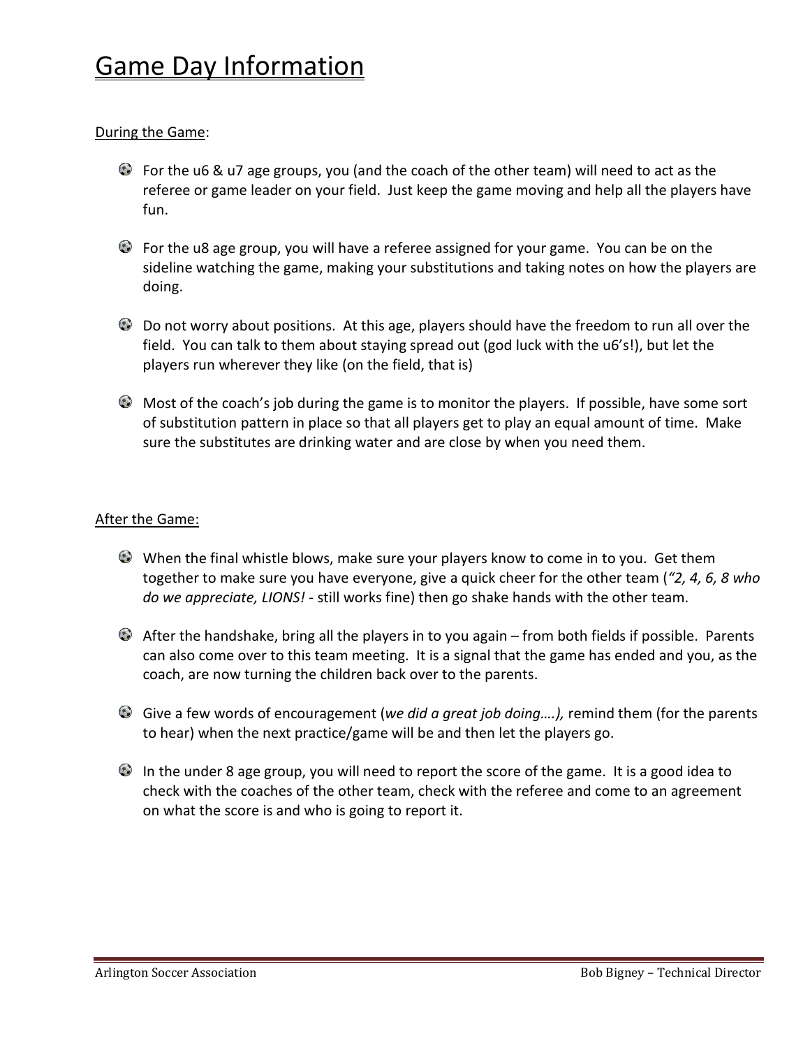# Game Day Information

During the Game:

- For the u6 & u7 age groups, you (and the coach of the other team) will need to act as the referee or game leader on your field. Just keep the game moving and help all the players have fun.
- For the u8 age group, you will have a referee assigned for your game. You can be on the sideline watching the game, making your substitutions and taking notes on how the players are doing.
- Do not worry about positions. At this age, players should have the freedom to run all over the field. You can talk to them about staying spread out (god luck with the u6's!), but let the players run wherever they like (on the field, that is)
- Most of the coach's job during the game is to monitor the players. If possible, have some sort of substitution pattern in place so that all players get to play an equal amount of time. Make sure the substitutes are drinking water and are close by when you need them.

After the Game:

- When the final whistle blows, make sure your players know to come in to you. Get them together to make sure you have everyone, give a quick cheer for the other team (*"2, 4, 6, 8 who do we appreciate, LIONS!* - still works fine) then go shake hands with the other team.
- After the handshake, bring all the players in to you again – from both fields if possible. Parents can also come over to this team meeting. It is a signal that the game has ended and you, as the coach, are now turning the children back over to the parents.
- Give a few words of encouragement (*we did a great job doing….),* remind them (for the parents to hear) when the next practice/game will be and then let the players go.
- In the under 8 age group, you will need to report the score of the game. It is a good idea to check with the coaches of the other team, check with the referee and come to an agreement on what the score is and who is going to report it.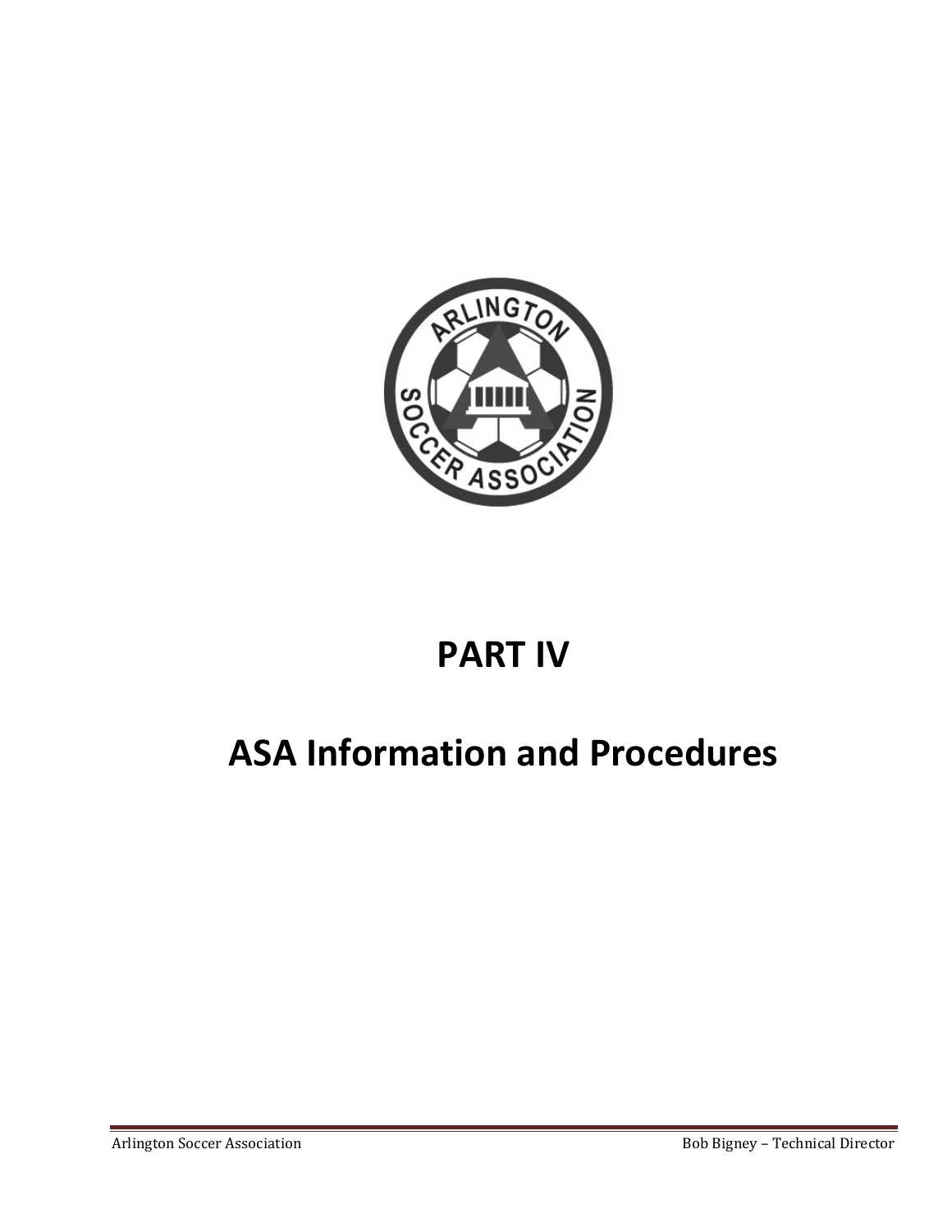# PART IV

# ASA Information and Procedures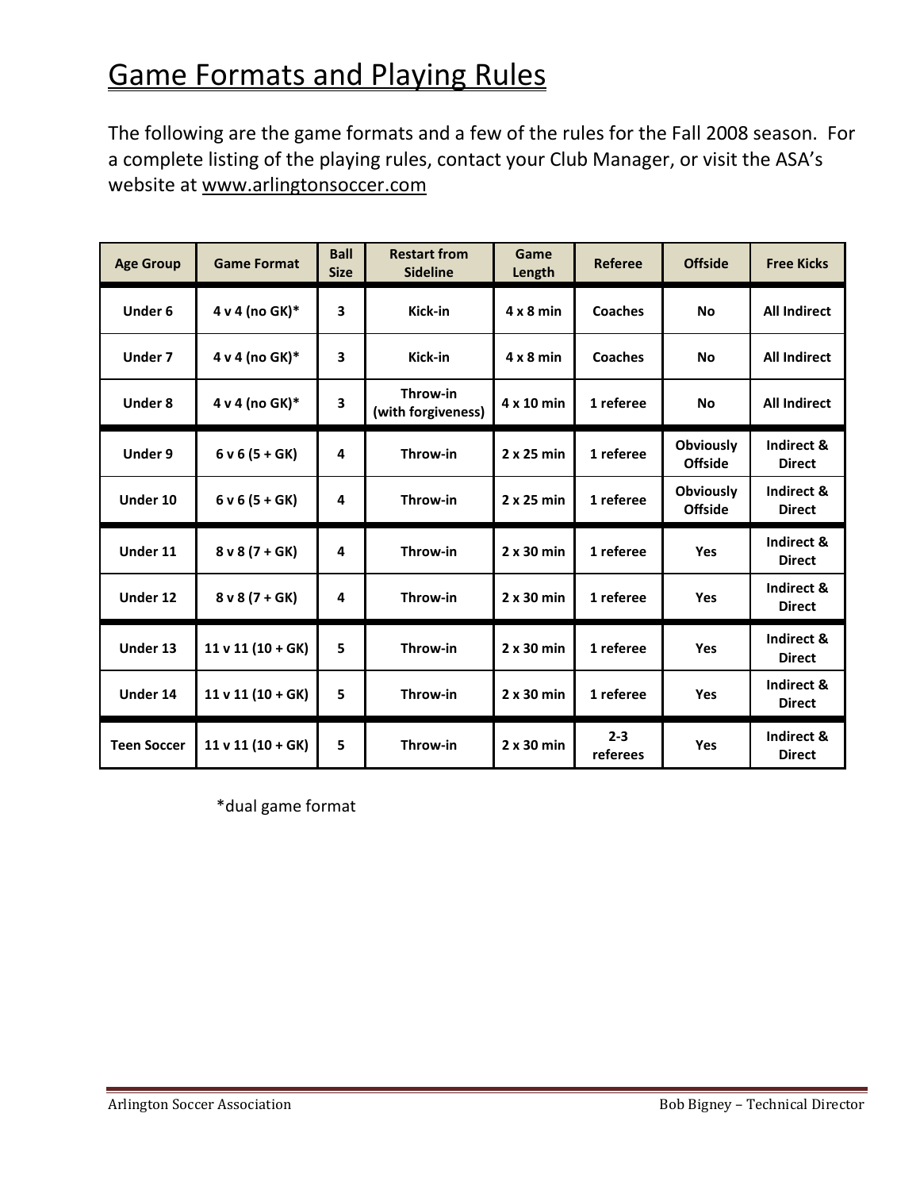# Game Formats and Playing Rules

The following are the game formats and a few of the rules for the Fall 2008 season. For a complete listing of the playing rules, contact your Club Manager, or visit the ASA's website at www.arlingtonsoccer.com

| Age Group | Game Format | Ball Size | Restart from Sideline | Game Length | Referee | Offside | Free Kicks |
|---|---|---|---|---|---|---|---|
| Under 6 | 4 v 4 (no GK)* | 3 | Kick-in | 4 x 8 min | Coaches | No | All Indirect |
| Under 7 | 4 v 4 (no GK)* | 3 | Kick-in | 4 x 8 min | Coaches | No | All Indirect |
| Under 8 | 4 v 4 (no GK)* | 3 | Throw-in (with forgiveness) | 4 x 10 min | 1 referee | No | All Indirect |
| Under 9 | 6 v 6 (5 + GK) | 4 | Throw-in | 2 x 25 min | 1 referee | Obviously Offside | Indirect & Direct |
| Under 10 | 6 v 6 (5 + GK) | 4 | Throw-in | 2 x 25 min | 1 referee | Obviously Offside | Indirect & Direct |
| Under 11 | 8 v 8 (7 + GK) | 4 | Throw-in | 2 x 30 min | 1 referee | Yes | Indirect & Direct |
| Under 12 | 8 v 8 (7 + GK) | 4 | Throw-in | 2 x 30 min | 1 referee | Yes | Indirect & Direct |
| Under 13 | 11 v 11 (10 + GK) | 5 | Throw-in | 2 x 30 min | 1 referee | Yes | Indirect & Direct |
| Under 14 | 11 v 11 (10 + GK) | 5 | Throw-in | 2 x 30 min | 1 referee | Yes | Indirect & Direct |
| Teen Soccer | 11 v 11 (10 + GK) | 5 | Throw-in | 2 x 30 min | 2-3 referees | Yes | Indirect & Direct |

*dual game format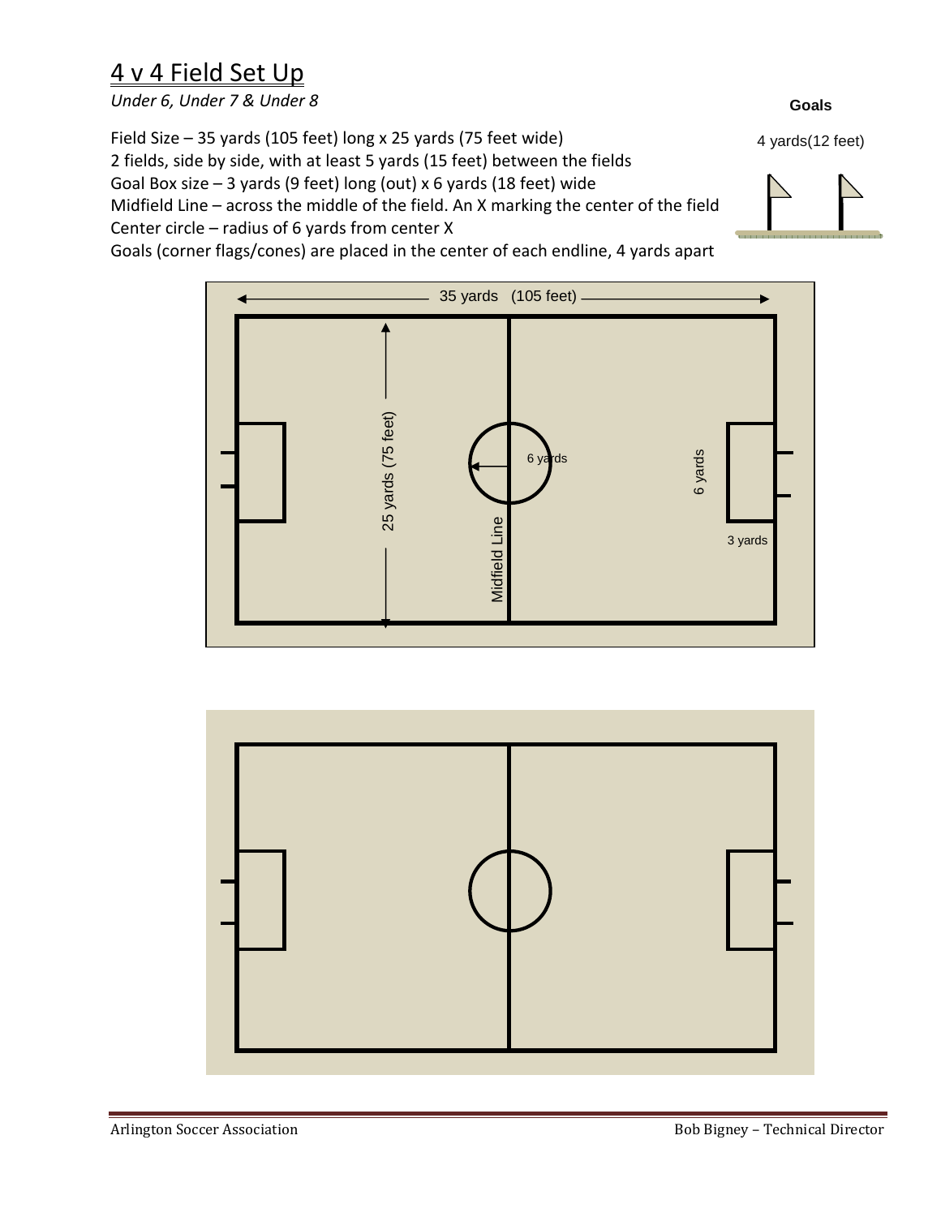# 4 v 4 Field Set Up

*Under 6, Under 7 & Under 8*

Field Size – 35 yards (105 feet) long x 25 yards (75 feet wide)
2 fields, side by side, with at least 5 yards (15 feet) between the fields
Goal Box size – 3 yards (9 feet) long (out) x 6 yards (18 feet) wide
Midfield Line – across the middle of the field. An X marking the center of the field
Center circle – radius of 6 yards from center X
Goals (corner flags/cones) are placed in the center of each endline, 4 yards apart

**Goals**

4 yards(12 feet)

35 yards (105 feet)

25 yards (75 feet)

6 yards

Midfield Line

6 yards

3 yards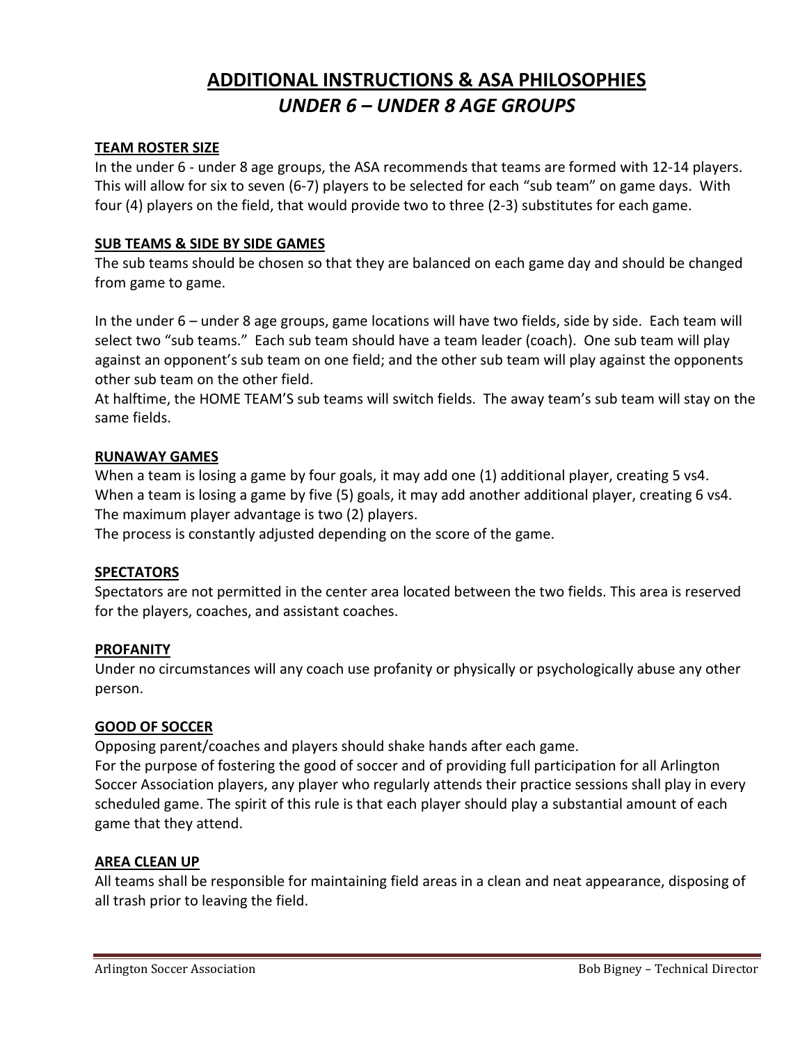# ADDITIONAL INSTRUCTIONS & ASA PHILOSOPHIES

## *UNDER 6 – UNDER 8 AGE GROUPS*

### TEAM ROSTER SIZE

In the under 6 - under 8 age groups, the ASA recommends that teams are formed with 12-14 players. This will allow for six to seven (6-7) players to be selected for each "sub team" on game days. With four (4) players on the field, that would provide two to three (2-3) substitutes for each game.

### SUB TEAMS & SIDE BY SIDE GAMES

The sub teams should be chosen so that they are balanced on each game day and should be changed from game to game.

In the under 6 – under 8 age groups, game locations will have two fields, side by side. Each team will select two "sub teams." Each sub team should have a team leader (coach). One sub team will play against an opponent's sub team on one field; and the other sub team will play against the opponents other sub team on the other field.

At halftime, the HOME TEAM'S sub teams will switch fields. The away team's sub team will stay on the same fields.

### RUNAWAY GAMES

When a team is losing a game by four goals, it may add one (1) additional player, creating 5 vs4.
When a team is losing a game by five (5) goals, it may add another additional player, creating 6 vs4.
The maximum player advantage is two (2) players.
The process is constantly adjusted depending on the score of the game.

### SPECTATORS

Spectators are not permitted in the center area located between the two fields. This area is reserved for the players, coaches, and assistant coaches.

### PROFANITY

Under no circumstances will any coach use profanity or physically or psychologically abuse any other person.

### GOOD OF SOCCER

Opposing parent/coaches and players should shake hands after each game.

For the purpose of fostering the good of soccer and of providing full participation for all Arlington Soccer Association players, any player who regularly attends their practice sessions shall play in every scheduled game. The spirit of this rule is that each player should play a substantial amount of each game that they attend.

### AREA CLEAN UP

All teams shall be responsible for maintaining field areas in a clean and neat appearance, disposing of all trash prior to leaving the field.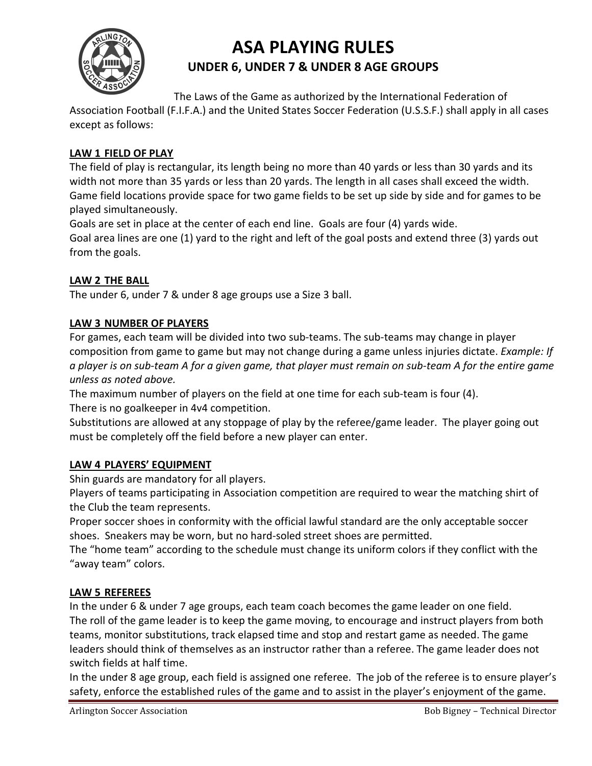# ASA PLAYING RULES

## UNDER 6, UNDER 7 & UNDER 8 AGE GROUPS

The Laws of the Game as authorized by the International Federation of Association Football (F.I.F.A.) and the United States Soccer Federation (U.S.S.F.) shall apply in all cases except as follows:

### LAW 1 FIELD OF PLAY

The field of play is rectangular, its length being no more than 40 yards or less than 30 yards and its width not more than 35 yards or less than 20 yards. The length in all cases shall exceed the width. Game field locations provide space for two game fields to be set up side by side and for games to be played simultaneously.

Goals are set in place at the center of each end line. Goals are four (4) yards wide.

Goal area lines are one (1) yard to the right and left of the goal posts and extend three (3) yards out from the goals.

### LAW 2 THE BALL

The under 6, under 7 & under 8 age groups use a Size 3 ball.

### LAW 3 NUMBER OF PLAYERS

For games, each team will be divided into two sub-teams. The sub-teams may change in player composition from game to game but may not change during a game unless injuries dictate. *Example: If a player is on sub-team A for a given game, that player must remain on sub-team A for the entire game unless as noted above.*

The maximum number of players on the field at one time for each sub-team is four (4).

There is no goalkeeper in 4v4 competition.

Substitutions are allowed at any stoppage of play by the referee/game leader. The player going out must be completely off the field before a new player can enter.

### LAW 4 PLAYERS' EQUIPMENT

Shin guards are mandatory for all players.

Players of teams participating in Association competition are required to wear the matching shirt of the Club the team represents.

Proper soccer shoes in conformity with the official lawful standard are the only acceptable soccer shoes. Sneakers may be worn, but no hard-soled street shoes are permitted.

The "home team" according to the schedule must change its uniform colors if they conflict with the "away team" colors.

### LAW 5 REFEREES

In the under 6 & under 7 age groups, each team coach becomes the game leader on one field.

The roll of the game leader is to keep the game moving, to encourage and instruct players from both teams, monitor substitutions, track elapsed time and stop and restart game as needed. The game leaders should think of themselves as an instructor rather than a referee. The game leader does not switch fields at half time.

In the under 8 age group, each field is assigned one referee. The job of the referee is to ensure player's safety, enforce the established rules of the game and to assist in the player's enjoyment of the game.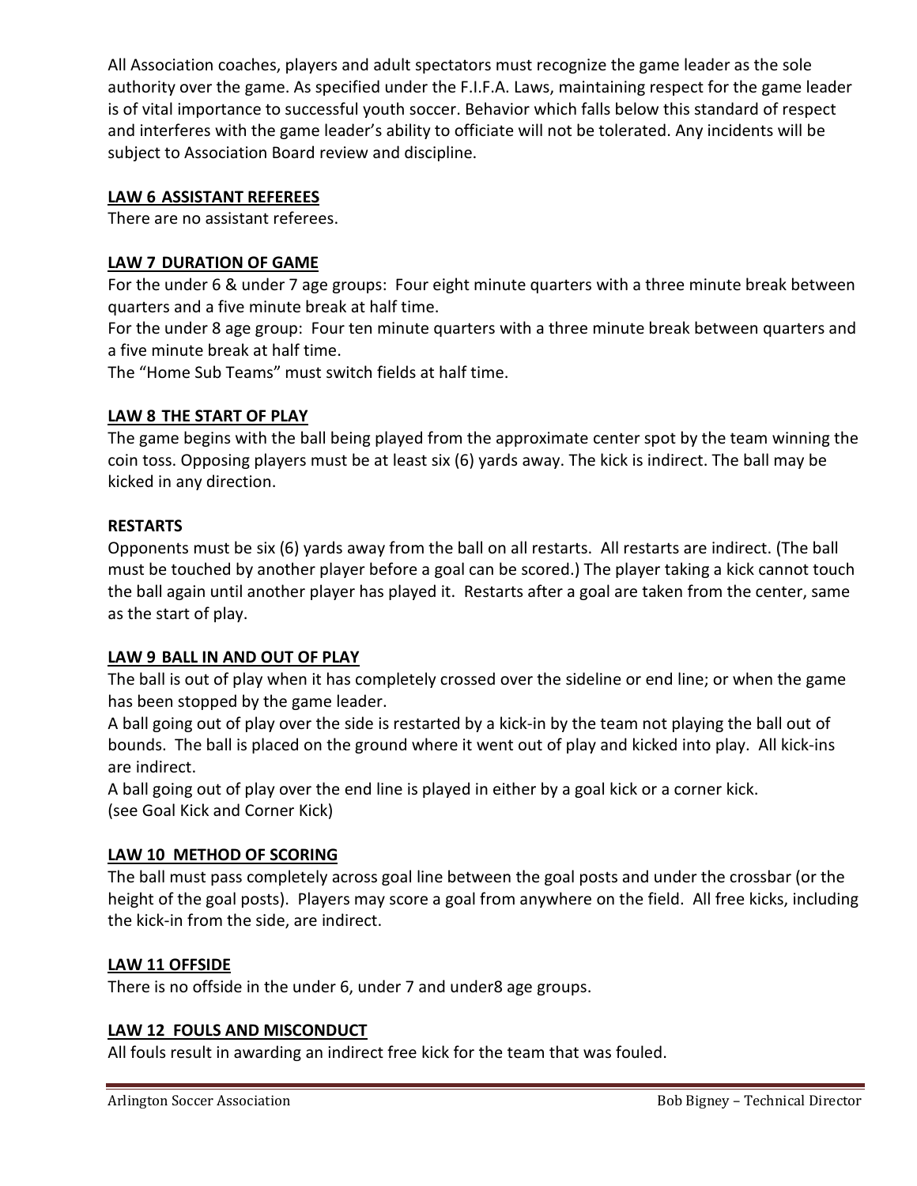All Association coaches, players and adult spectators must recognize the game leader as the sole authority over the game. As specified under the F.I.F.A. Laws, maintaining respect for the game leader is of vital importance to successful youth soccer. Behavior which falls below this standard of respect and interferes with the game leader's ability to officiate will not be tolerated. Any incidents will be subject to Association Board review and discipline.

**LAW 6 ASSISTANT REFEREES**

There are no assistant referees.

**LAW 7 DURATION OF GAME**

For the under 6 & under 7 age groups: Four eight minute quarters with a three minute break between quarters and a five minute break at half time.

For the under 8 age group: Four ten minute quarters with a three minute break between quarters and a five minute break at half time.

The "Home Sub Teams" must switch fields at half time.

**LAW 8 THE START OF PLAY**

The game begins with the ball being played from the approximate center spot by the team winning the coin toss. Opposing players must be at least six (6) yards away. The kick is indirect. The ball may be kicked in any direction.

**RESTARTS**

Opponents must be six (6) yards away from the ball on all restarts. All restarts are indirect. (The ball must be touched by another player before a goal can be scored.) The player taking a kick cannot touch the ball again until another player has played it. Restarts after a goal are taken from the center, same as the start of play.

**LAW 9 BALL IN AND OUT OF PLAY**

The ball is out of play when it has completely crossed over the sideline or end line; or when the game has been stopped by the game leader.

A ball going out of play over the side is restarted by a kick-in by the team not playing the ball out of bounds. The ball is placed on the ground where it went out of play and kicked into play. All kick-ins are indirect.

A ball going out of play over the end line is played in either by a goal kick or a corner kick. (see Goal Kick and Corner Kick)

**LAW 10 METHOD OF SCORING**

The ball must pass completely across goal line between the goal posts and under the crossbar (or the height of the goal posts). Players may score a goal from anywhere on the field. All free kicks, including the kick-in from the side, are indirect.

**LAW 11 OFFSIDE**

There is no offside in the under 6, under 7 and under8 age groups.

**LAW 12 FOULS AND MISCONDUCT**

All fouls result in awarding an indirect free kick for the team that was fouled.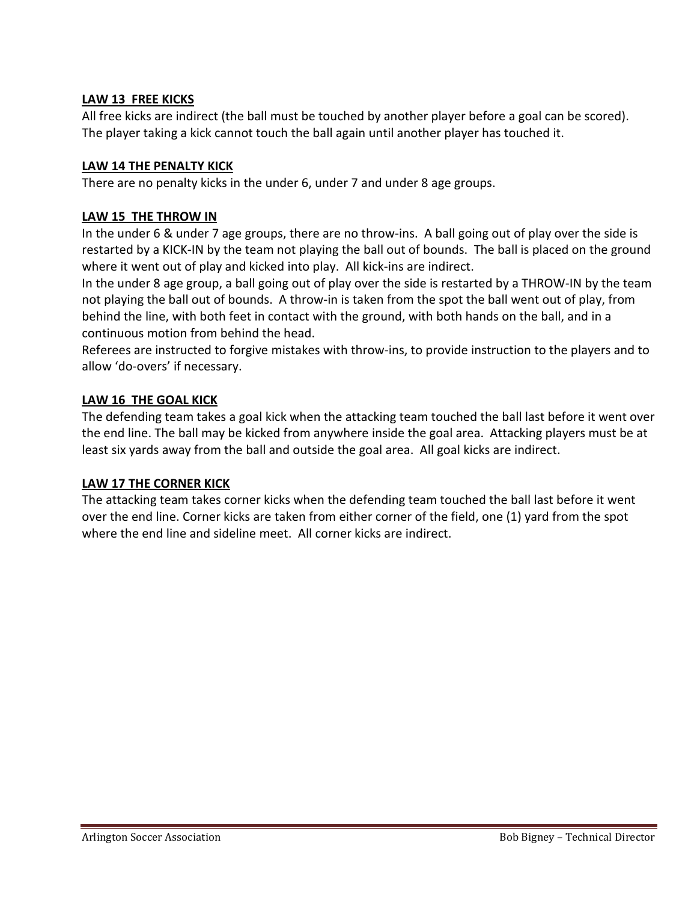**LAW 13 FREE KICKS**

All free kicks are indirect (the ball must be touched by another player before a goal can be scored). The player taking a kick cannot touch the ball again until another player has touched it.

**LAW 14 THE PENALTY KICK**

There are no penalty kicks in the under 6, under 7 and under 8 age groups.

**LAW 15 THE THROW IN**

In the under 6 & under 7 age groups, there are no throw-ins. A ball going out of play over the side is restarted by a KICK-IN by the team not playing the ball out of bounds. The ball is placed on the ground where it went out of play and kicked into play. All kick-ins are indirect.

In the under 8 age group, a ball going out of play over the side is restarted by a THROW-IN by the team not playing the ball out of bounds. A throw-in is taken from the spot the ball went out of play, from behind the line, with both feet in contact with the ground, with both hands on the ball, and in a continuous motion from behind the head.

Referees are instructed to forgive mistakes with throw-ins, to provide instruction to the players and to allow 'do-overs' if necessary.

**LAW 16 THE GOAL KICK**

The defending team takes a goal kick when the attacking team touched the ball last before it went over the end line. The ball may be kicked from anywhere inside the goal area. Attacking players must be at least six yards away from the ball and outside the goal area. All goal kicks are indirect.

**LAW 17 THE CORNER KICK**

The attacking team takes corner kicks when the defending team touched the ball last before it went over the end line. Corner kicks are taken from either corner of the field, one (1) yard from the spot where the end line and sideline meet. All corner kicks are indirect.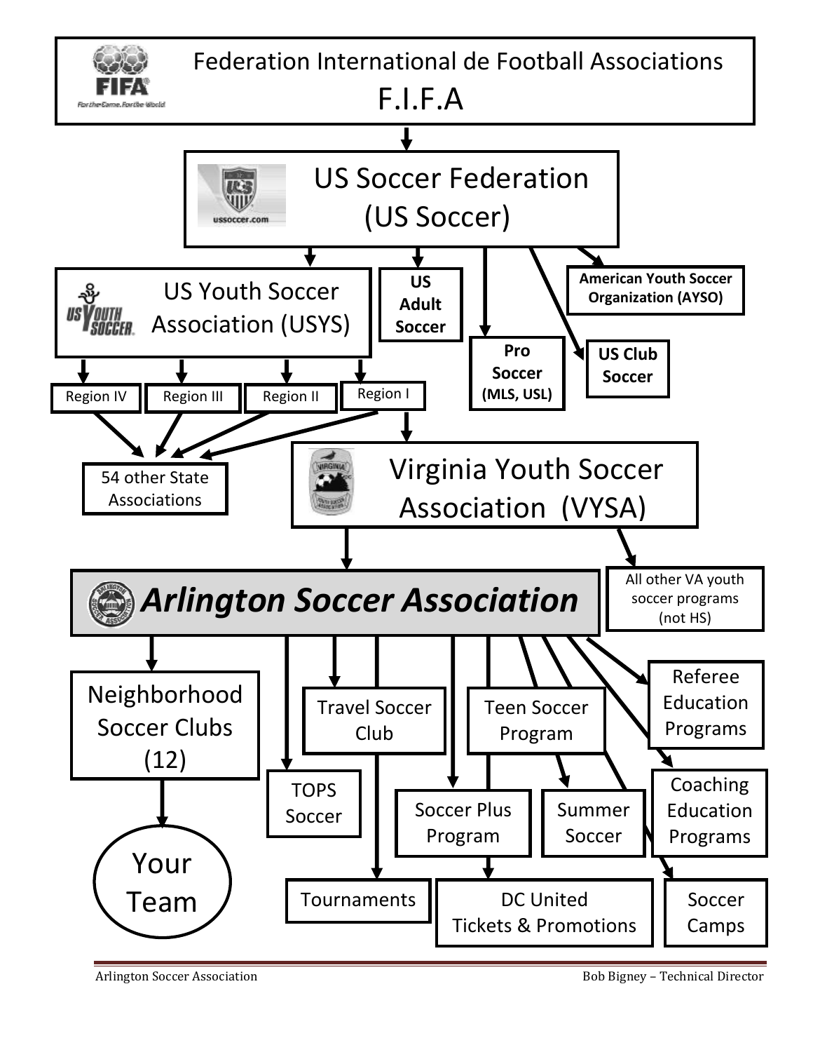Federation International de Football Associations
F.I.F.A

US Soccer Federation
(US Soccer)

US Youth Soccer Association (USYS)

US Adult Soccer

Pro Soccer (MLS, USL)

US Club Soccer

American Youth Soccer Organization (AYSO)

Region IV

Region III

Region II

Region I

54 other State Associations

Virginia Youth Soccer Association (VYSA)

***Arlington Soccer Association***

All other VA youth soccer programs (not HS)

Neighborhood Soccer Clubs (12)

Your Team

TOPS Soccer

Travel Soccer Club

Tournaments

Teen Soccer Program

Soccer Plus Program

Summer Soccer

DC United Tickets & Promotions

Referee Education Programs

Coaching Education Programs

Soccer Camps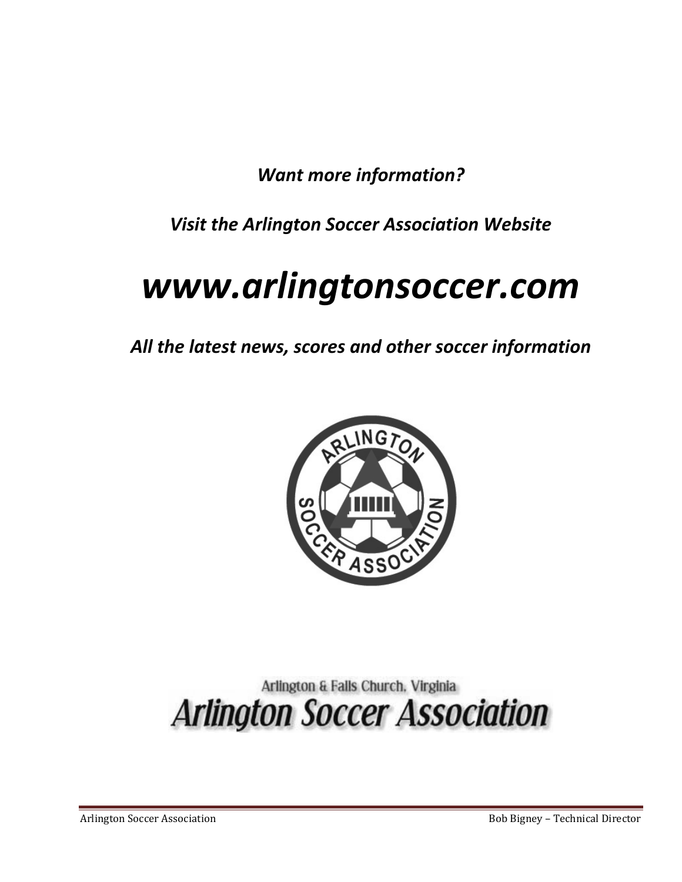*Want more information?*

*Visit the Arlington Soccer Association Website*

# *www.arlingtonsoccer.com*

*All the latest news, scores and other soccer information*

Arlington & Falls Church, Virginia

Arlington Soccer Association